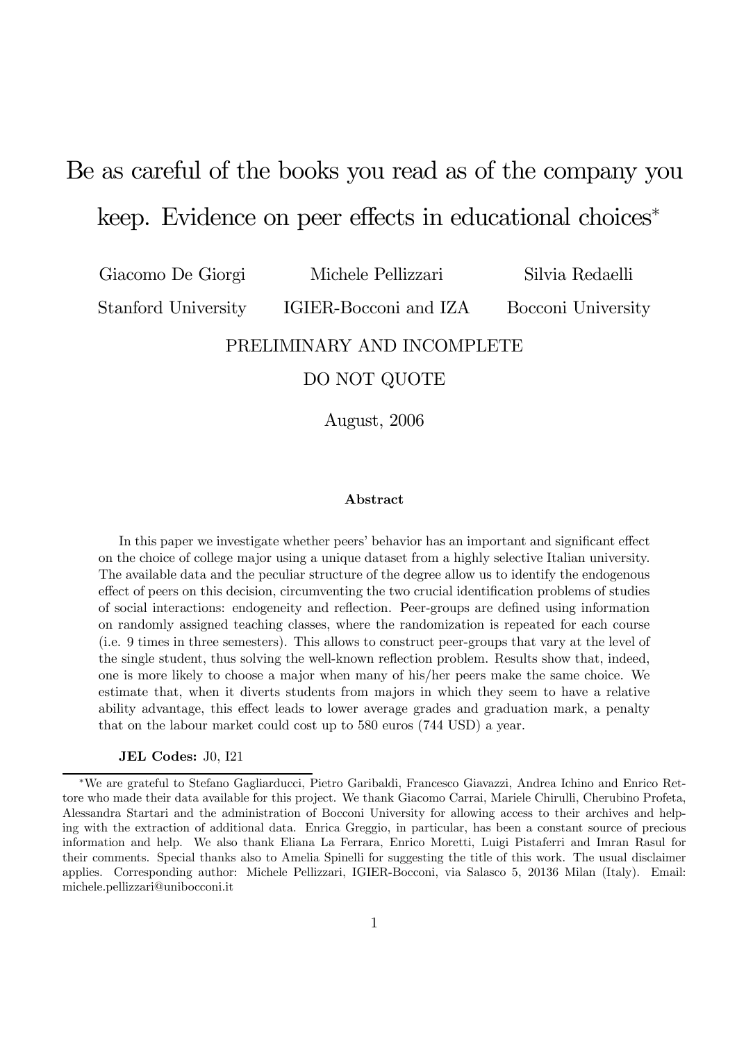# Be as careful of the books you read as of the company you keep. Evidence on peer effects in educational choices*

Giacomo De Giorgi
Stanford University

Michele Pellizzari
IGIER-Bocconi and IZA

Silvia Redaelli
Bocconi University

PRELIMINARY AND INCOMPLETE

DO NOT QUOTE

August, 2006

**Abstract**

In this paper we investigate whether peers' behavior has an important and significant effect on the choice of college major using a unique dataset from a highly selective Italian university. The available data and the peculiar structure of the degree allow us to identify the endogenous effect of peers on this decision, circumventing the two crucial identification problems of studies of social interactions: endogeneity and reflection. Peer-groups are defined using information on randomly assigned teaching classes, where the randomization is repeated for each course (i.e. 9 times in three semesters). This allows to construct peer-groups that vary at the level of the single student, thus solving the well-known reflection problem. Results show that, indeed, one is more likely to choose a major when many of his/her peers make the same choice. We estimate that, when it diverts students from majors in which they seem to have a relative ability advantage, this effect leads to lower average grades and graduation mark, a penalty that on the labour market could cost up to 580 euros (744 USD) a year.

**JEL Codes:** J0, I21

---

*We are grateful to Stefano Gagliarducci, Pietro Garibaldi, Francesco Giavazzi, Andrea Ichino and Enrico Rettore who made their data available for this project. We thank Giacomo Carrai, Mariele Chirulli, Cherubino Profeta, Alessandra Startari and the administration of Bocconi University for allowing access to their archives and helping with the extraction of additional data. Enrica Greggio, in particular, has been a constant source of precious information and help. We also thank Eliana La Ferrara, Enrico Moretti, Luigi Pistaferri and Imran Rasul for their comments. Special thanks also to Amelia Spinelli for suggesting the title of this work. The usual disclaimer applies. Corresponding author: Michele Pellizzari, IGIER-Bocconi, via Salasco 5, 20136 Milan (Italy). Email: michele.pellizzari@unibocconi.it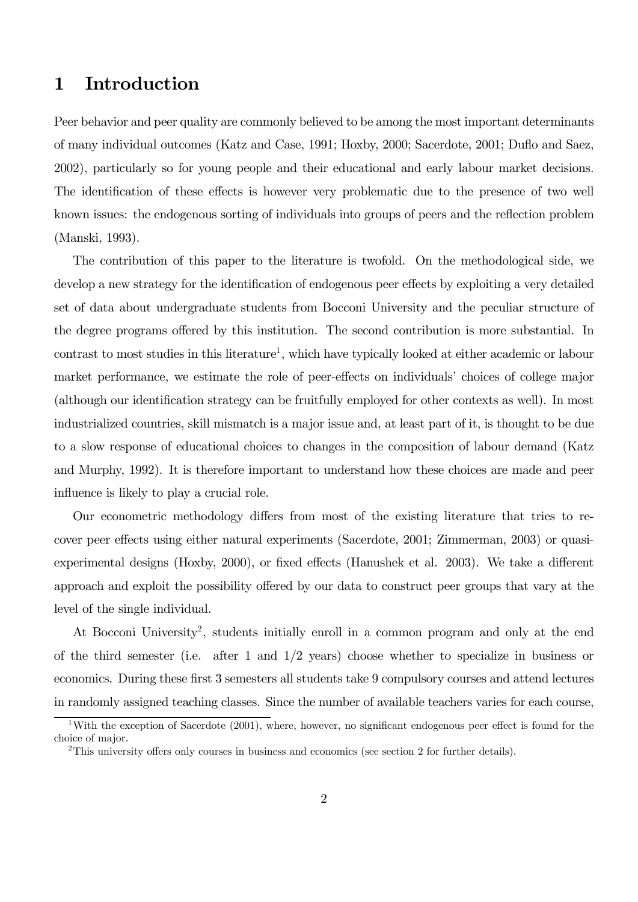# 1 Introduction

Peer behavior and peer quality are commonly believed to be among the most important determinants of many individual outcomes (Katz and Case, 1991; Hoxby, 2000; Sacerdote, 2001; Duflo and Saez, 2002), particularly so for young people and their educational and early labour market decisions. The identification of these effects is however very problematic due to the presence of two well known issues: the endogenous sorting of individuals into groups of peers and the reflection problem (Manski, 1993).

The contribution of this paper to the literature is twofold. On the methodological side, we develop a new strategy for the identification of endogenous peer effects by exploiting a very detailed set of data about undergraduate students from Bocconi University and the peculiar structure of the degree programs offered by this institution. The second contribution is more substantial. In contrast to most studies in this literature[1], which have typically looked at either academic or labour market performance, we estimate the role of peer-effects on individuals' choices of college major (although our identification strategy can be fruitfully employed for other contexts as well). In most industrialized countries, skill mismatch is a major issue and, at least part of it, is thought to be due to a slow response of educational choices to changes in the composition of labour demand (Katz and Murphy, 1992). It is therefore important to understand how these choices are made and peer influence is likely to play a crucial role.

Our econometric methodology differs from most of the existing literature that tries to recover peer effects using either natural experiments (Sacerdote, 2001; Zimmerman, 2003) or quasi-experimental designs (Hoxby, 2000), or fixed effects (Hanushek et al. 2003). We take a different approach and exploit the possibility offered by our data to construct peer groups that vary at the level of the single individual.

At Bocconi University[2], students initially enroll in a common program and only at the end of the third semester (i.e. after 1 and 1/2 years) choose whether to specialize in business or economics. During these first 3 semesters all students take 9 compulsory courses and attend lectures in randomly assigned teaching classes. Since the number of available teachers varies for each course,

[1] With the exception of Sacerdote (2001), where, however, no significant endogenous peer effect is found for the choice of major.

[2] This university offers only courses in business and economics (see section 2 for further details).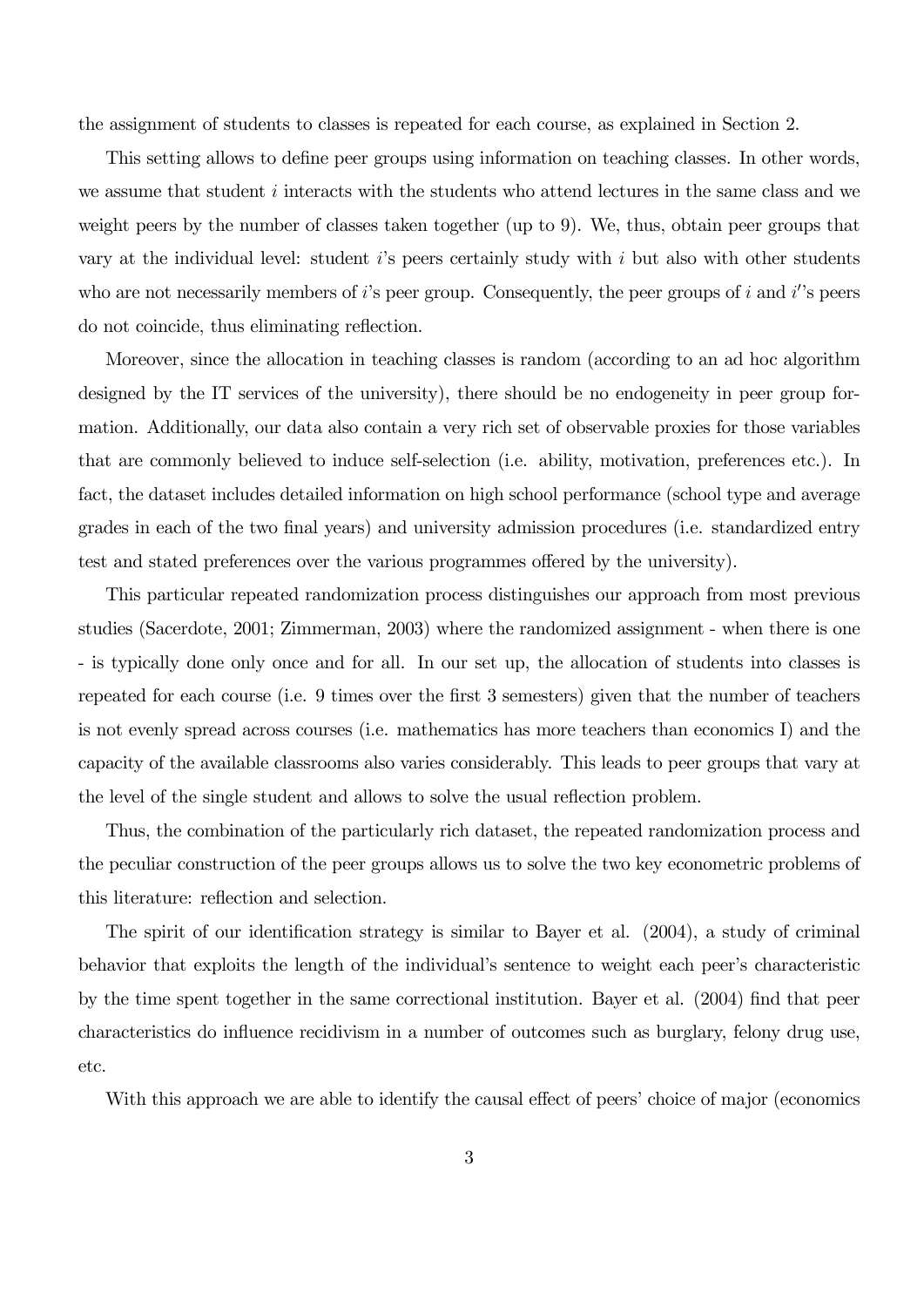the assignment of students to classes is repeated for each course, as explained in Section 2.

This setting allows to define peer groups using information on teaching classes. In other words, we assume that student $i$ interacts with the students who attend lectures in the same class and we weight peers by the number of classes taken together (up to 9). We, thus, obtain peer groups that vary at the individual level: student $i$'s peers certainly study with $i$ but also with other students who are not necessarily members of $i$'s peer group. Consequently, the peer groups of $i$ and $i'$'s peers do not coincide, thus eliminating reflection.

Moreover, since the allocation in teaching classes is random (according to an ad hoc algorithm designed by the IT services of the university), there should be no endogeneity in peer group formation. Additionally, our data also contain a very rich set of observable proxies for those variables that are commonly believed to induce self-selection (i.e. ability, motivation, preferences etc.). In fact, the dataset includes detailed information on high school performance (school type and average grades in each of the two final years) and university admission procedures (i.e. standardized entry test and stated preferences over the various programmes offered by the university).

This particular repeated randomization process distinguishes our approach from most previous studies (Sacerdote, 2001; Zimmerman, 2003) where the randomized assignment - when there is one - is typically done only once and for all. In our set up, the allocation of students into classes is repeated for each course (i.e. 9 times over the first 3 semesters) given that the number of teachers is not evenly spread across courses (i.e. mathematics has more teachers than economics I) and the capacity of the available classrooms also varies considerably. This leads to peer groups that vary at the level of the single student and allows to solve the usual reflection problem.

Thus, the combination of the particularly rich dataset, the repeated randomization process and the peculiar construction of the peer groups allows us to solve the two key econometric problems of this literature: reflection and selection.

The spirit of our identification strategy is similar to Bayer et al. (2004), a study of criminal behavior that exploits the length of the individual's sentence to weight each peer's characteristic by the time spent together in the same correctional institution. Bayer et al. (2004) find that peer characteristics do influence recidivism in a number of outcomes such as burglary, felony drug use, etc.

With this approach we are able to identify the causal effect of peers' choice of major (economics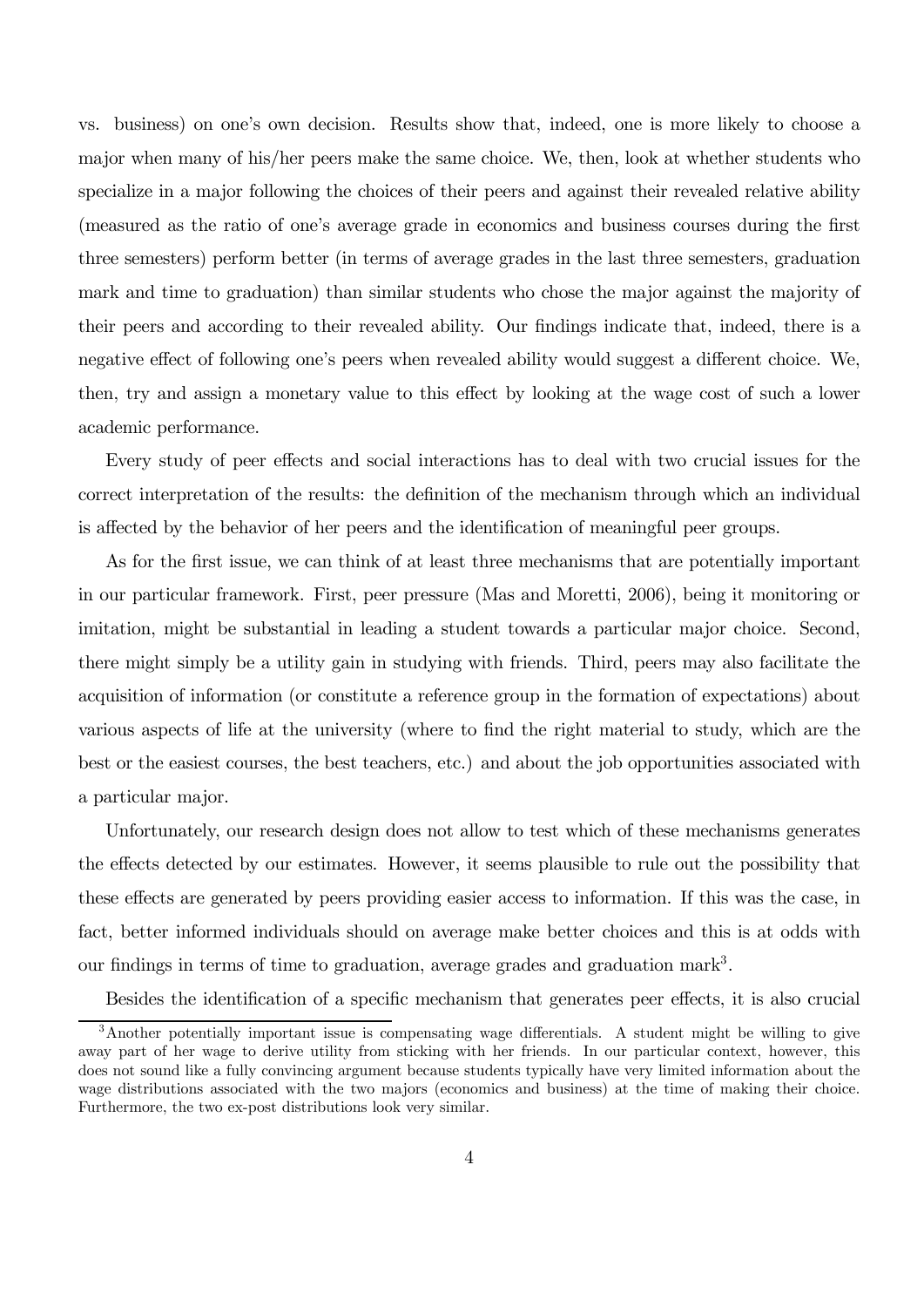vs. business) on one's own decision. Results show that, indeed, one is more likely to choose a major when many of his/her peers make the same choice. We, then, look at whether students who specialize in a major following the choices of their peers and against their revealed relative ability (measured as the ratio of one's average grade in economics and business courses during the first three semesters) perform better (in terms of average grades in the last three semesters, graduation mark and time to graduation) than similar students who chose the major against the majority of their peers and according to their revealed ability. Our findings indicate that, indeed, there is a negative effect of following one's peers when revealed ability would suggest a different choice. We, then, try and assign a monetary value to this effect by looking at the wage cost of such a lower academic performance.

Every study of peer effects and social interactions has to deal with two crucial issues for the correct interpretation of the results: the definition of the mechanism through which an individual is affected by the behavior of her peers and the identification of meaningful peer groups.

As for the first issue, we can think of at least three mechanisms that are potentially important in our particular framework. First, peer pressure (Mas and Moretti, 2006), being it monitoring or imitation, might be substantial in leading a student towards a particular major choice. Second, there might simply be a utility gain in studying with friends. Third, peers may also facilitate the acquisition of information (or constitute a reference group in the formation of expectations) about various aspects of life at the university (where to find the right material to study, which are the best or the easiest courses, the best teachers, etc.) and about the job opportunities associated with a particular major.

Unfortunately, our research design does not allow to test which of these mechanisms generates the effects detected by our estimates. However, it seems plausible to rule out the possibility that these effects are generated by peers providing easier access to information. If this was the case, in fact, better informed individuals should on average make better choices and this is at odds with our findings in terms of time to graduation, average grades and graduation mark[3].

Besides the identification of a specific mechanism that generates peer effects, it is also crucial

[3]Another potentially important issue is compensating wage differentials. A student might be willing to give away part of her wage to derive utility from sticking with her friends. In our particular context, however, this does not sound like a fully convincing argument because students typically have very limited information about the wage distributions associated with the two majors (economics and business) at the time of making their choice. Furthermore, the two ex-post distributions look very similar.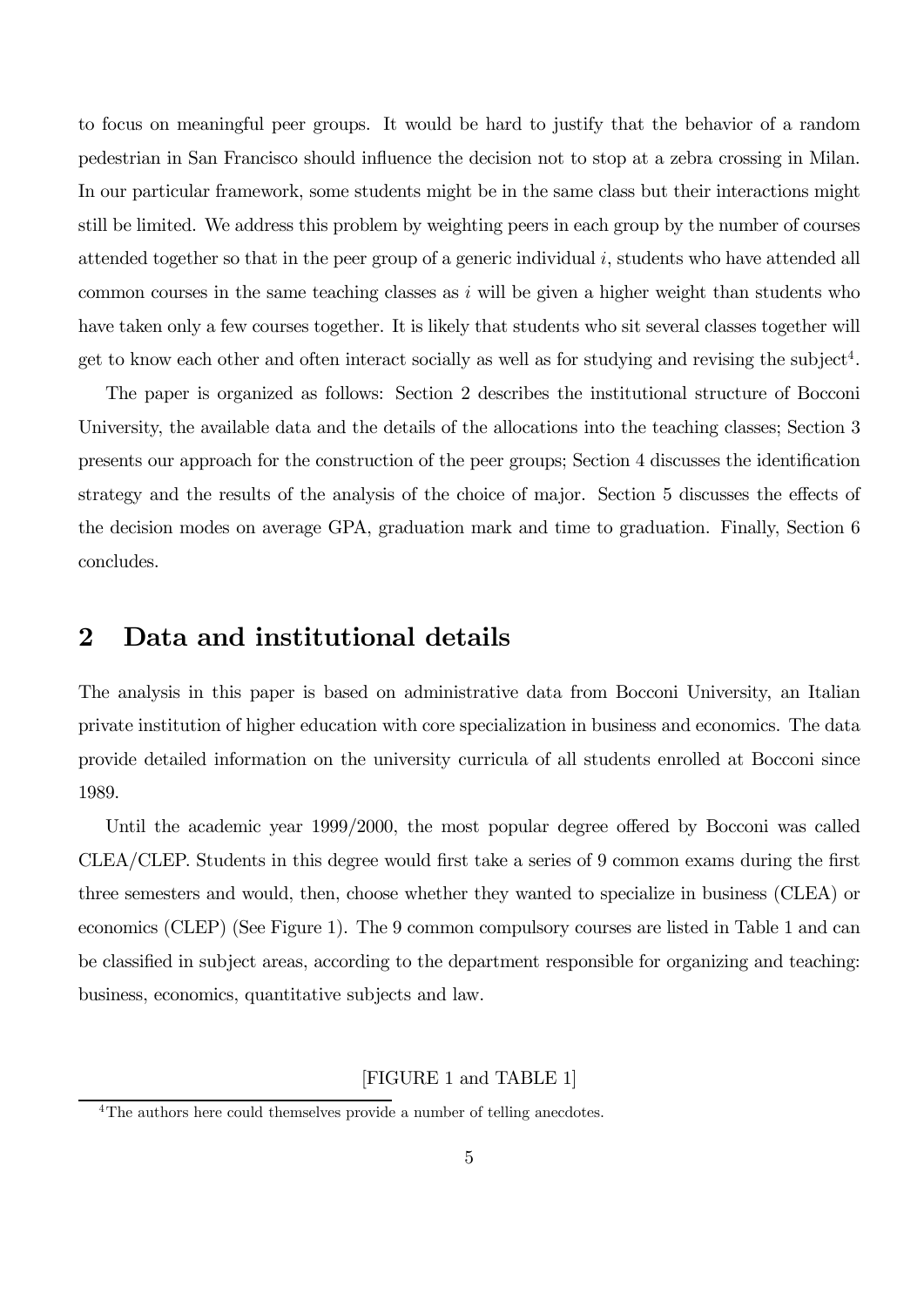to focus on meaningful peer groups. It would be hard to justify that the behavior of a random pedestrian in San Francisco should influence the decision not to stop at a zebra crossing in Milan. In our particular framework, some students might be in the same class but their interactions might still be limited. We address this problem by weighting peers in each group by the number of courses attended together so that in the peer group of a generic individual $i$, students who have attended all common courses in the same teaching classes as $i$ will be given a higher weight than students who have taken only a few courses together. It is likely that students who sit several classes together will get to know each other and often interact socially as well as for studying and revising the subject[4].

The paper is organized as follows: Section 2 describes the institutional structure of Bocconi University, the available data and the details of the allocations into the teaching classes; Section 3 presents our approach for the construction of the peer groups; Section 4 discusses the identification strategy and the results of the analysis of the choice of major. Section 5 discusses the effects of the decision modes on average GPA, graduation mark and time to graduation. Finally, Section 6 concludes.

## 2 Data and institutional details

The analysis in this paper is based on administrative data from Bocconi University, an Italian private institution of higher education with core specialization in business and economics. The data provide detailed information on the university curricula of all students enrolled at Bocconi since 1989.

Until the academic year 1999/2000, the most popular degree offered by Bocconi was called CLEA/CLEP. Students in this degree would first take a series of 9 common exams during the first three semesters and would, then, choose whether they wanted to specialize in business (CLEA) or economics (CLEP) (See Figure 1). The 9 common compulsory courses are listed in Table 1 and can be classified in subject areas, according to the department responsible for organizing and teaching: business, economics, quantitative subjects and law.

[FIGURE 1 and TABLE 1]

[4]The authors here could themselves provide a number of telling anecdotes.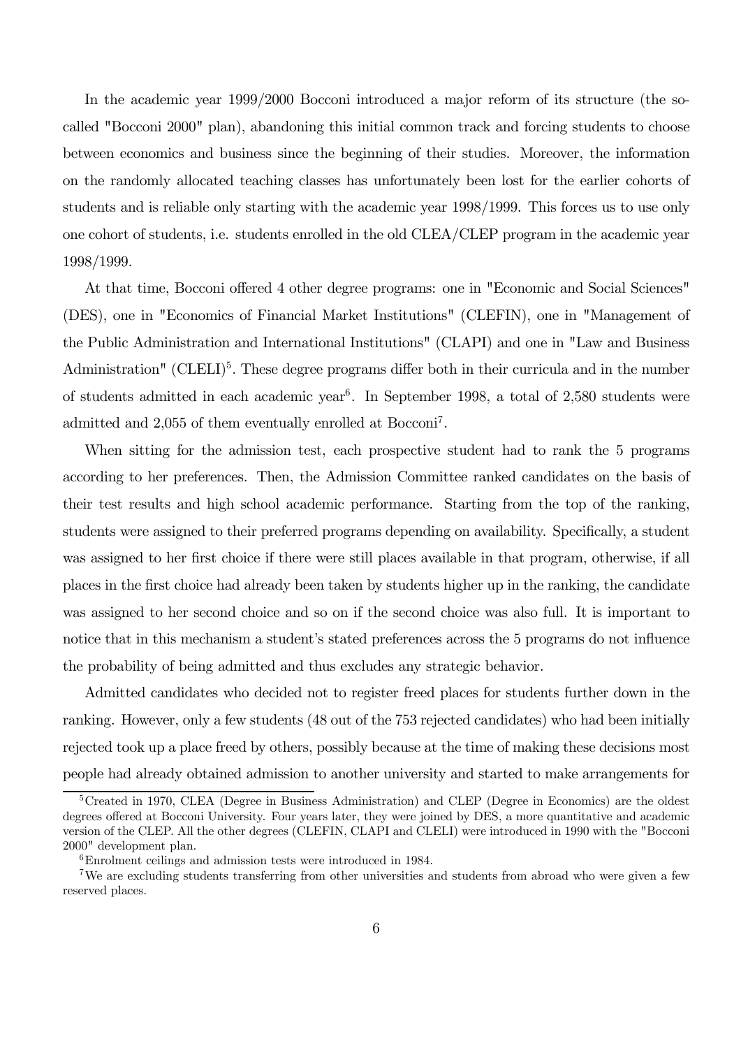In the academic year 1999/2000 Bocconi introduced a major reform of its structure (the so-called "Bocconi 2000" plan), abandoning this initial common track and forcing students to choose between economics and business since the beginning of their studies. Moreover, the information on the randomly allocated teaching classes has unfortunately been lost for the earlier cohorts of students and is reliable only starting with the academic year 1998/1999. This forces us to use only one cohort of students, i.e. students enrolled in the old CLEA/CLEP program in the academic year 1998/1999.

At that time, Bocconi offered 4 other degree programs: one in "Economic and Social Sciences" (DES), one in "Economics of Financial Market Institutions" (CLEFIN), one in "Management of the Public Administration and International Institutions" (CLAPI) and one in "Law and Business Administration" (CLELI)[5]. These degree programs differ both in their curricula and in the number of students admitted in each academic year[6]. In September 1998, a total of 2,580 students were admitted and 2,055 of them eventually enrolled at Bocconi[7].

When sitting for the admission test, each prospective student had to rank the 5 programs according to her preferences. Then, the Admission Committee ranked candidates on the basis of their test results and high school academic performance. Starting from the top of the ranking, students were assigned to their preferred programs depending on availability. Specifically, a student was assigned to her first choice if there were still places available in that program, otherwise, if all places in the first choice had already been taken by students higher up in the ranking, the candidate was assigned to her second choice and so on if the second choice was also full. It is important to notice that in this mechanism a student's stated preferences across the 5 programs do not influence the probability of being admitted and thus excludes any strategic behavior.

Admitted candidates who decided not to register freed places for students further down in the ranking. However, only a few students (48 out of the 753 rejected candidates) who had been initially rejected took up a place freed by others, possibly because at the time of making these decisions most people had already obtained admission to another university and started to make arrangements for

[5] Created in 1970, CLEA (Degree in Business Administration) and CLEP (Degree in Economics) are the oldest degrees offered at Bocconi University. Four years later, they were joined by DES, a more quantitative and academic version of the CLEP. All the other degrees (CLEFIN, CLAPI and CLELI) were introduced in 1990 with the "Bocconi 2000" development plan.

[6] Enrolment ceilings and admission tests were introduced in 1984.

[7] We are excluding students transferring from other universities and students from abroad who were given a few reserved places.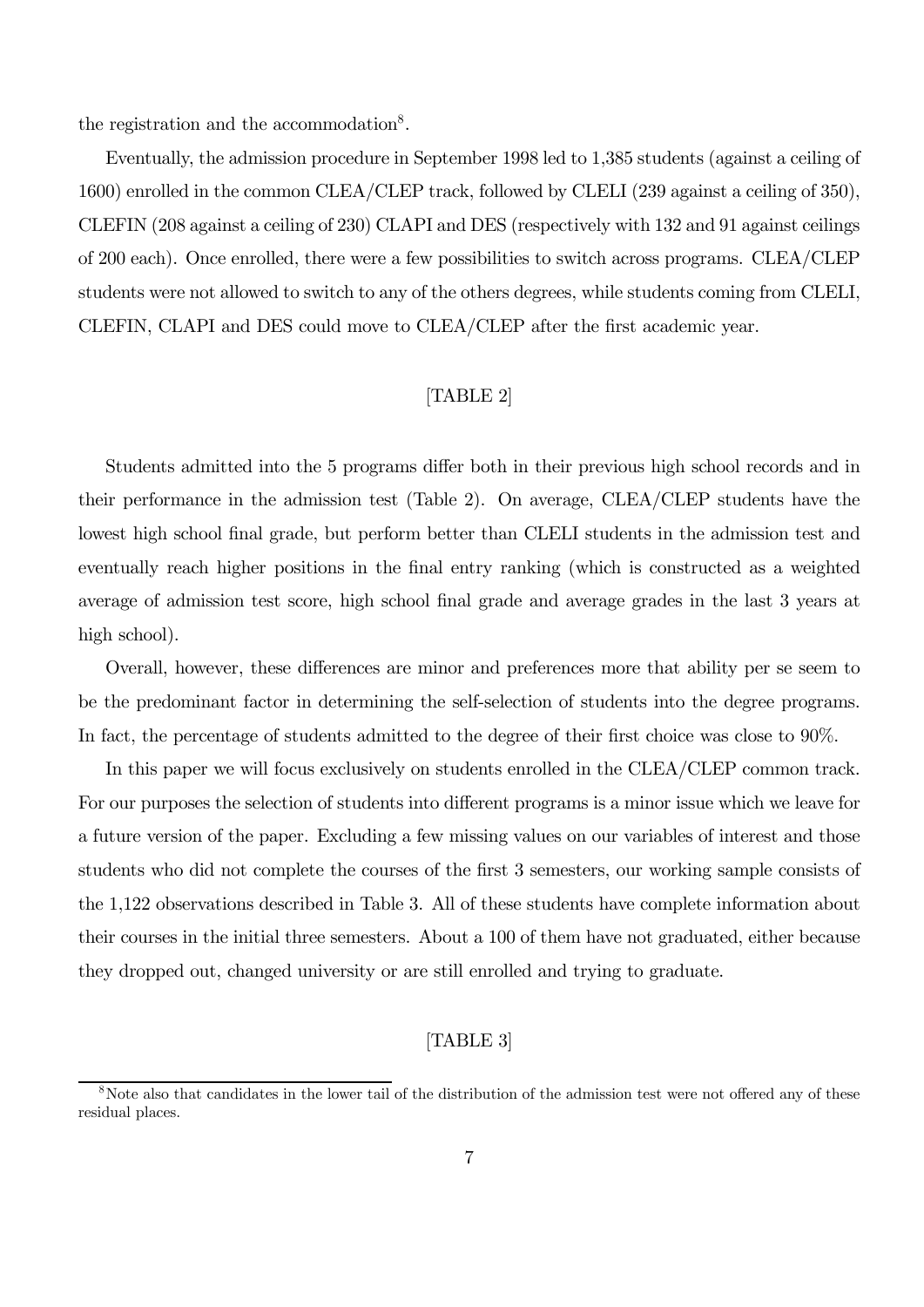the registration and the accommodation[8].

Eventually, the admission procedure in September 1998 led to 1,385 students (against a ceiling of 1600) enrolled in the common CLEA/CLEP track, followed by CLELI (239 against a ceiling of 350), CLEFIN (208 against a ceiling of 230) CLAPI and DES (respectively with 132 and 91 against ceilings of 200 each). Once enrolled, there were a few possibilities to switch across programs. CLEA/CLEP students were not allowed to switch to any of the others degrees, while students coming from CLELI, CLEFIN, CLAPI and DES could move to CLEA/CLEP after the first academic year.

[TABLE 2]

Students admitted into the 5 programs differ both in their previous high school records and in their performance in the admission test (Table 2). On average, CLEA/CLEP students have the lowest high school final grade, but perform better than CLELI students in the admission test and eventually reach higher positions in the final entry ranking (which is constructed as a weighted average of admission test score, high school final grade and average grades in the last 3 years at high school).

Overall, however, these differences are minor and preferences more that ability per se seem to be the predominant factor in determining the self-selection of students into the degree programs. In fact, the percentage of students admitted to the degree of their first choice was close to 90%.

In this paper we will focus exclusively on students enrolled in the CLEA/CLEP common track. For our purposes the selection of students into different programs is a minor issue which we leave for a future version of the paper. Excluding a few missing values on our variables of interest and those students who did not complete the courses of the first 3 semesters, our working sample consists of the 1,122 observations described in Table 3. All of these students have complete information about their courses in the initial three semesters. About a 100 of them have not graduated, either because they dropped out, changed university or are still enrolled and trying to graduate.

[TABLE 3]

[8] Note also that candidates in the lower tail of the distribution of the admission test were not offered any of these residual places.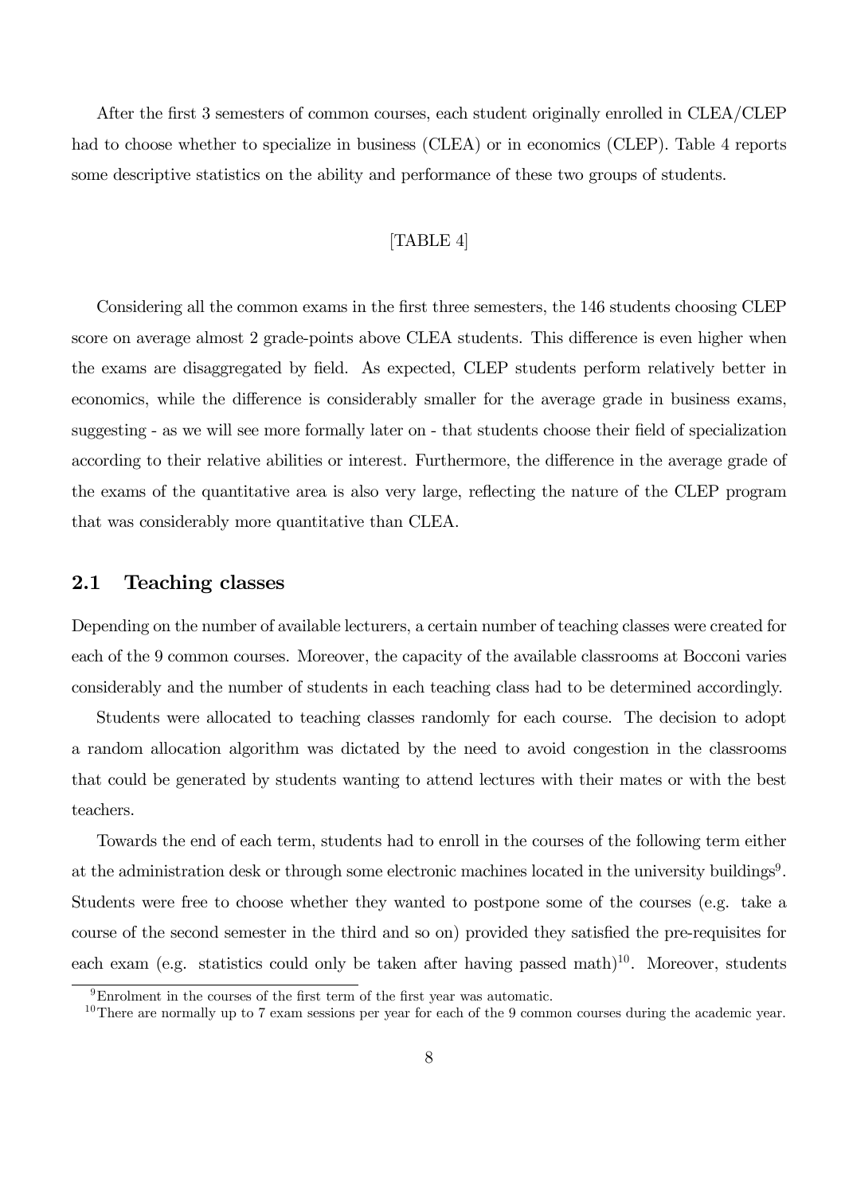After the first 3 semesters of common courses, each student originally enrolled in CLEA/CLEP had to choose whether to specialize in business (CLEA) or in economics (CLEP). Table 4 reports some descriptive statistics on the ability and performance of these two groups of students.

[TABLE 4]

Considering all the common exams in the first three semesters, the 146 students choosing CLEP score on average almost 2 grade-points above CLEA students. This difference is even higher when the exams are disaggregated by field. As expected, CLEP students perform relatively better in economics, while the difference is considerably smaller for the average grade in business exams, suggesting - as we will see more formally later on - that students choose their field of specialization according to their relative abilities or interest. Furthermore, the difference in the average grade of the exams of the quantitative area is also very large, reflecting the nature of the CLEP program that was considerably more quantitative than CLEA.

## 2.1 Teaching classes

Depending on the number of available lecturers, a certain number of teaching classes were created for each of the 9 common courses. Moreover, the capacity of the available classrooms at Bocconi varies considerably and the number of students in each teaching class had to be determined accordingly.

Students were allocated to teaching classes randomly for each course. The decision to adopt a random allocation algorithm was dictated by the need to avoid congestion in the classrooms that could be generated by students wanting to attend lectures with their mates or with the best teachers.

Towards the end of each term, students had to enroll in the courses of the following term either at the administration desk or through some electronic machines located in the university buildings[9]. Students were free to choose whether they wanted to postpone some of the courses (e.g. take a course of the second semester in the third and so on) provided they satisfied the pre-requisites for each exam (e.g. statistics could only be taken after having passed math)[10]. Moreover, students

[9] Enrolment in the courses of the first term of the first year was automatic.

[10] There are normally up to 7 exam sessions per year for each of the 9 common courses during the academic year.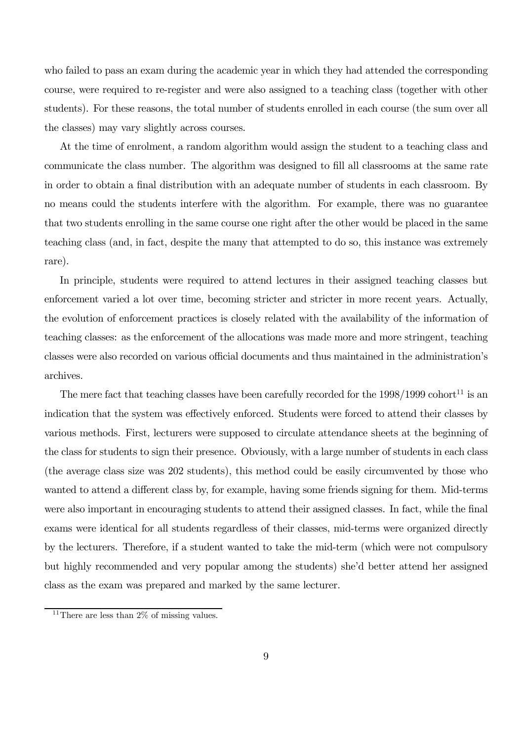who failed to pass an exam during the academic year in which they had attended the corresponding course, were required to re-register and were also assigned to a teaching class (together with other students). For these reasons, the total number of students enrolled in each course (the sum over all the classes) may vary slightly across courses.

At the time of enrolment, a random algorithm would assign the student to a teaching class and communicate the class number. The algorithm was designed to fill all classrooms at the same rate in order to obtain a final distribution with an adequate number of students in each classroom. By no means could the students interfere with the algorithm. For example, there was no guarantee that two students enrolling in the same course one right after the other would be placed in the same teaching class (and, in fact, despite the many that attempted to do so, this instance was extremely rare).

In principle, students were required to attend lectures in their assigned teaching classes but enforcement varied a lot over time, becoming stricter and stricter in more recent years. Actually, the evolution of enforcement practices is closely related with the availability of the information of teaching classes: as the enforcement of the allocations was made more and more stringent, teaching classes were also recorded on various official documents and thus maintained in the administration's archives.

The mere fact that teaching classes have been carefully recorded for the 1998/1999 cohort[11] is an indication that the system was effectively enforced. Students were forced to attend their classes by various methods. First, lecturers were supposed to circulate attendance sheets at the beginning of the class for students to sign their presence. Obviously, with a large number of students in each class (the average class size was 202 students), this method could be easily circumvented by those who wanted to attend a different class by, for example, having some friends signing for them. Mid-terms were also important in encouraging students to attend their assigned classes. In fact, while the final exams were identical for all students regardless of their classes, mid-terms were organized directly by the lecturers. Therefore, if a student wanted to take the mid-term (which were not compulsory but highly recommended and very popular among the students) she'd better attend her assigned class as the exam was prepared and marked by the same lecturer.

[11] There are less than 2% of missing values.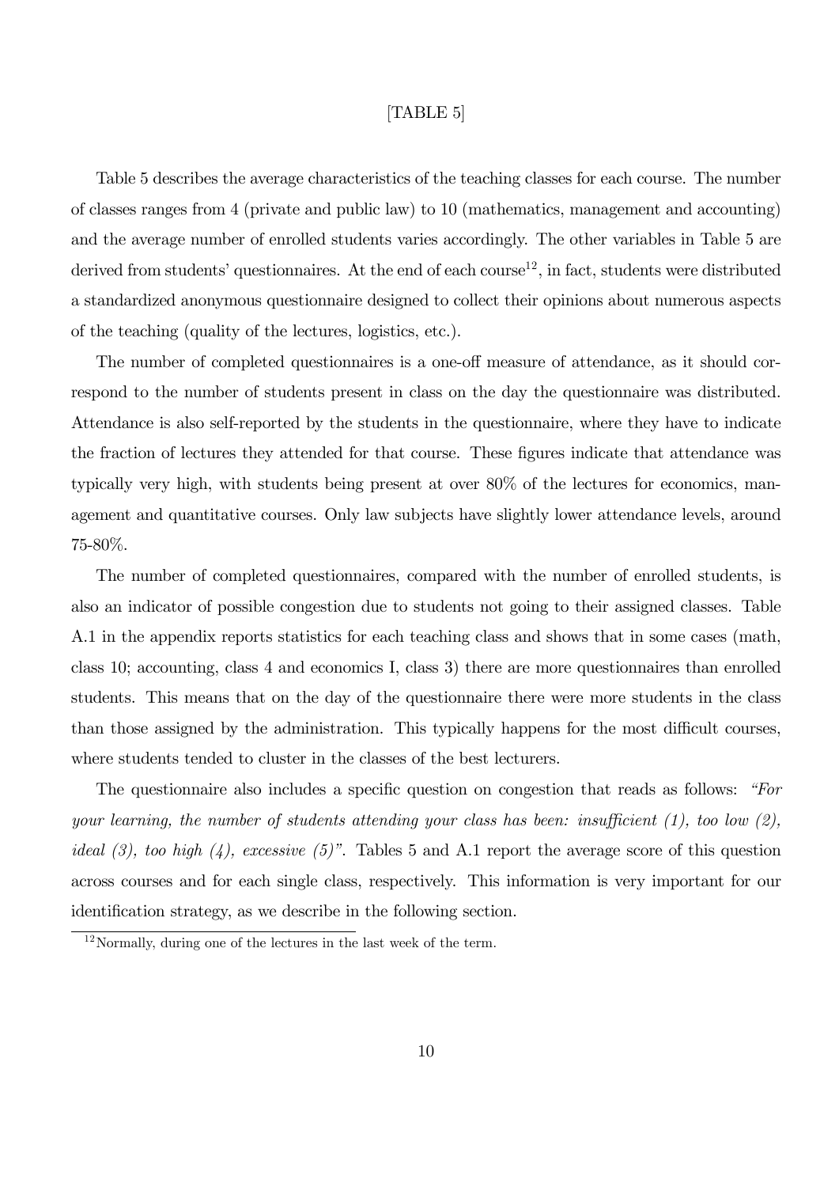[TABLE 5]

Table 5 describes the average characteristics of the teaching classes for each course. The number of classes ranges from 4 (private and public law) to 10 (mathematics, management and accounting) and the average number of enrolled students varies accordingly. The other variables in Table 5 are derived from students' questionnaires. At the end of each course[12], in fact, students were distributed a standardized anonymous questionnaire designed to collect their opinions about numerous aspects of the teaching (quality of the lectures, logistics, etc.).

The number of completed questionnaires is a one-off measure of attendance, as it should correspond to the number of students present in class on the day the questionnaire was distributed. Attendance is also self-reported by the students in the questionnaire, where they have to indicate the fraction of lectures they attended for that course. These figures indicate that attendance was typically very high, with students being present at over 80% of the lectures for economics, management and quantitative courses. Only law subjects have slightly lower attendance levels, around 75-80%.

The number of completed questionnaires, compared with the number of enrolled students, is also an indicator of possible congestion due to students not going to their assigned classes. Table A.1 in the appendix reports statistics for each teaching class and shows that in some cases (math, class 10; accounting, class 4 and economics I, class 3) there are more questionnaires than enrolled students. This means that on the day of the questionnaire there were more students in the class than those assigned by the administration. This typically happens for the most difficult courses, where students tended to cluster in the classes of the best lecturers.

The questionnaire also includes a specific question on congestion that reads as follows: *"For your learning, the number of students attending your class has been: insufficient (1), too low (2), ideal (3), too high (4), excessive (5)"*. Tables 5 and A.1 report the average score of this question across courses and for each single class, respectively. This information is very important for our identification strategy, as we describe in the following section.

[12] Normally, during one of the lectures in the last week of the term.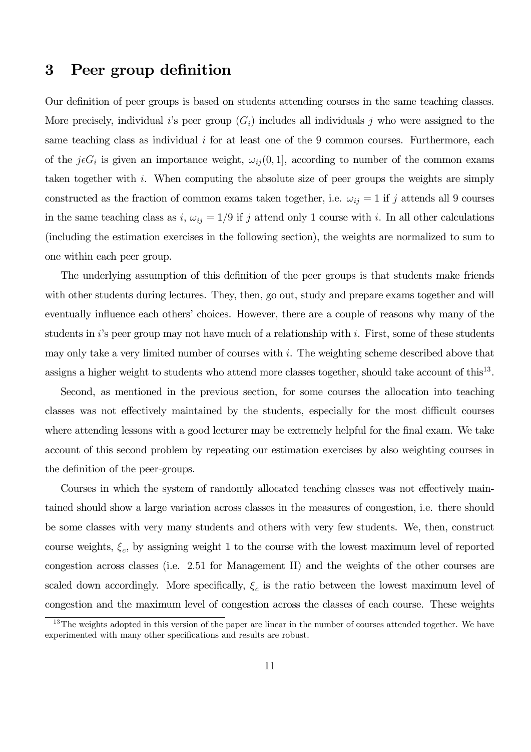## 3 Peer group definition

Our definition of peer groups is based on students attending courses in the same teaching classes. More precisely, individual $i$'s peer group ($G_i$) includes all individuals $j$ who were assigned to the same teaching class as individual $i$ for at least one of the 9 common courses. Furthermore, each of the $j \epsilon G_i$ is given an importance weight, $\omega_{ij}(0,1]$, according to number of the common exams taken together with $i$. When computing the absolute size of peer groups the weights are simply constructed as the fraction of common exams taken together, i.e. $\omega_{ij} = 1$ if $j$ attends all 9 courses in the same teaching class as $i$, $\omega_{ij} = 1/9$ if $j$ attend only 1 course with $i$. In all other calculations (including the estimation exercises in the following section), the weights are normalized to sum to one within each peer group.

The underlying assumption of this definition of the peer groups is that students make friends with other students during lectures. They, then, go out, study and prepare exams together and will eventually influence each others' choices. However, there are a couple of reasons why many of the students in $i$'s peer group may not have much of a relationship with $i$. First, some of these students may only take a very limited number of courses with $i$. The weighting scheme described above that assigns a higher weight to students who attend more classes together, should take account of this[13].

Second, as mentioned in the previous section, for some courses the allocation into teaching classes was not effectively maintained by the students, especially for the most difficult courses where attending lessons with a good lecturer may be extremely helpful for the final exam. We take account of this second problem by repeating our estimation exercises by also weighting courses in the definition of the peer-groups.

Courses in which the system of randomly allocated teaching classes was not effectively maintained should show a large variation across classes in the measures of congestion, i.e. there should be some classes with very many students and others with very few students. We, then, construct course weights, $\xi_c$, by assigning weight 1 to the course with the lowest maximum level of reported congestion across classes (i.e. 2.51 for Management II) and the weights of the other courses are scaled down accordingly. More specifically, $\xi_c$ is the ratio between the lowest maximum level of congestion and the maximum level of congestion across the classes of each course. These weights

[13]The weights adopted in this version of the paper are linear in the number of courses attended together. We have experimented with many other specifications and results are robust.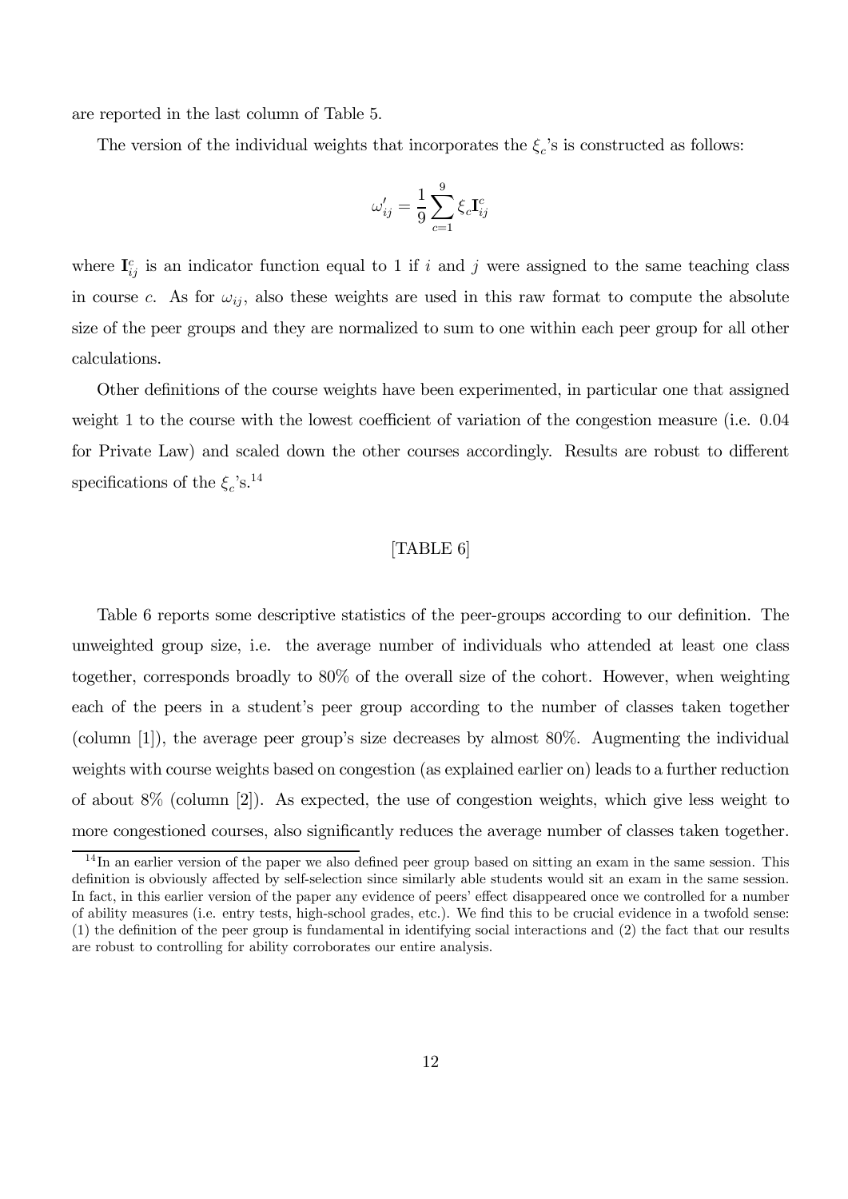are reported in the last column of Table 5.

The version of the individual weights that incorporates the $\xi_c$'s is constructed as follows:

$$\omega'_{ij} = \frac{1}{9}\sum_{c=1}^{9} \xi_c \mathbf{I}_{ij}^c$$

where $\mathbf{I}_{ij}^c$ is an indicator function equal to 1 if $i$ and $j$ were assigned to the same teaching class in course $c$. As for $\omega_{ij}$, also these weights are used in this raw format to compute the absolute size of the peer groups and they are normalized to sum to one within each peer group for all other calculations.

Other definitions of the course weights have been experimented, in particular one that assigned weight 1 to the course with the lowest coefficient of variation of the congestion measure (i.e. 0.04 for Private Law) and scaled down the other courses accordingly. Results are robust to different specifications of the $\xi_c$'s.[14]

[TABLE 6]

Table 6 reports some descriptive statistics of the peer-groups according to our definition. The unweighted group size, i.e. the average number of individuals who attended at least one class together, corresponds broadly to 80% of the overall size of the cohort. However, when weighting each of the peers in a student's peer group according to the number of classes taken together (column [1]), the average peer group's size decreases by almost 80%. Augmenting the individual weights with course weights based on congestion (as explained earlier on) leads to a further reduction of about 8% (column [2]). As expected, the use of congestion weights, which give less weight to more congestioned courses, also significantly reduces the average number of classes taken together.

[14] In an earlier version of the paper we also defined peer group based on sitting an exam in the same session. This definition is obviously affected by self-selection since similarly able students would sit an exam in the same session. In fact, in this earlier version of the paper any evidence of peers' effect disappeared once we controlled for a number of ability measures (i.e. entry tests, high-school grades, etc.). We find this to be crucial evidence in a twofold sense: (1) the definition of the peer group is fundamental in identifying social interactions and (2) the fact that our results are robust to controlling for ability corroborates our entire analysis.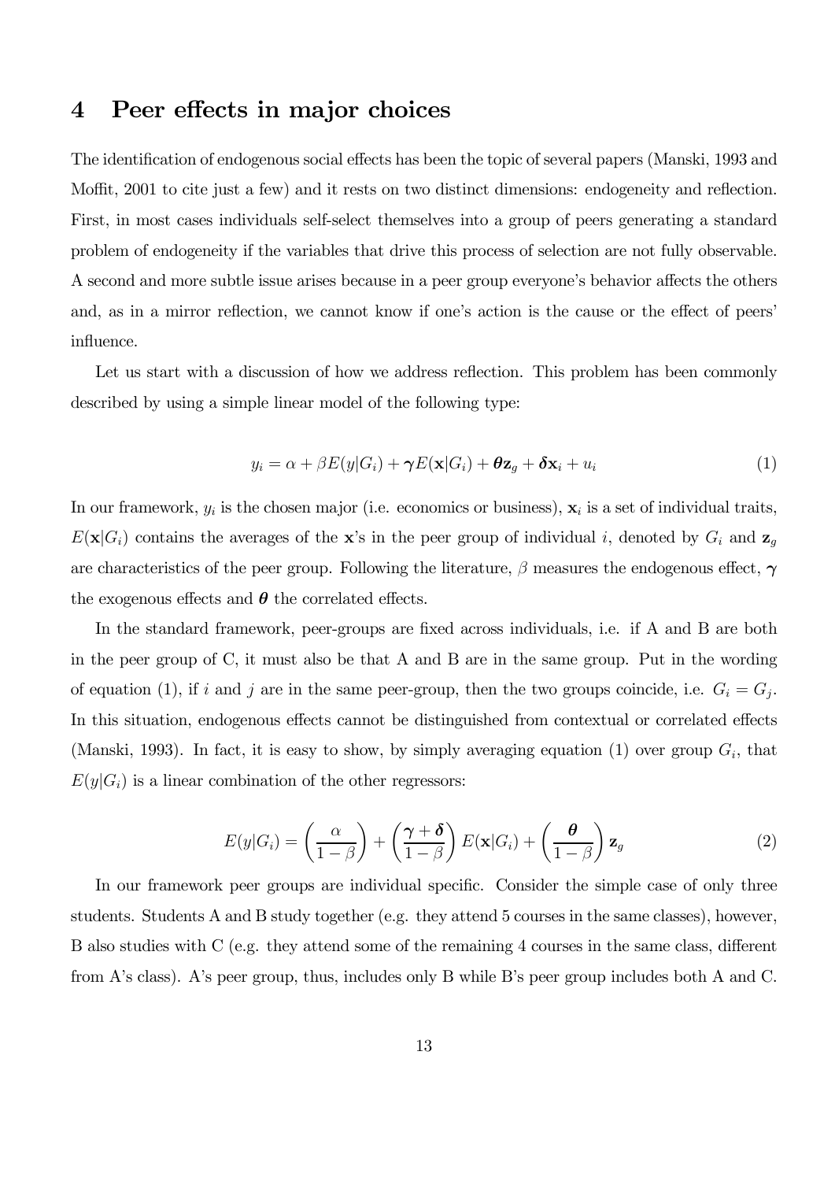## 4 Peer effects in major choices

The identification of endogenous social effects has been the topic of several papers (Manski, 1993 and Moffit, 2001 to cite just a few) and it rests on two distinct dimensions: endogeneity and reflection. First, in most cases individuals self-select themselves into a group of peers generating a standard problem of endogeneity if the variables that drive this process of selection are not fully observable. A second and more subtle issue arises because in a peer group everyone's behavior affects the others and, as in a mirror reflection, we cannot know if one's action is the cause or the effect of peers' influence.

Let us start with a discussion of how we address reflection. This problem has been commonly described by using a simple linear model of the following type:

$$y_i = \alpha + \beta E(y|G_i) + \boldsymbol{\gamma} E(\mathbf{x}|G_i) + \boldsymbol{\theta}\mathbf{z}_g + \boldsymbol{\delta}\mathbf{x}_i + u_i \tag{1}$$

In our framework, $y_i$ is the chosen major (i.e. economics or business), $\mathbf{x}_i$ is a set of individual traits, $E(\mathbf{x}|G_i)$ contains the averages of the $\mathbf{x}$'s in the peer group of individual $i$, denoted by $G_i$ and $\mathbf{z}_g$ are characteristics of the peer group. Following the literature, $\beta$ measures the endogenous effect, $\boldsymbol{\gamma}$ the exogenous effects and $\boldsymbol{\theta}$ the correlated effects.

In the standard framework, peer-groups are fixed across individuals, i.e. if A and B are both in the peer group of C, it must also be that A and B are in the same group. Put in the wording of equation (1), if $i$ and $j$ are in the same peer-group, then the two groups coincide, i.e. $G_i = G_j$. In this situation, endogenous effects cannot be distinguished from contextual or correlated effects (Manski, 1993). In fact, it is easy to show, by simply averaging equation (1) over group $G_i$, that $E(y|G_i)$ is a linear combination of the other regressors:

$$E(y|G_i) = \left(\frac{\alpha}{1-\beta}\right) + \left(\frac{\boldsymbol{\gamma}+\boldsymbol{\delta}}{1-\beta}\right) E(\mathbf{x}|G_i) + \left(\frac{\boldsymbol{\theta}}{1-\beta}\right)\mathbf{z}_g \tag{2}$$

In our framework peer groups are individual specific. Consider the simple case of only three students. Students A and B study together (e.g. they attend 5 courses in the same classes), however, B also studies with C (e.g. they attend some of the remaining 4 courses in the same class, different from A's class). A's peer group, thus, includes only B while B's peer group includes both A and C.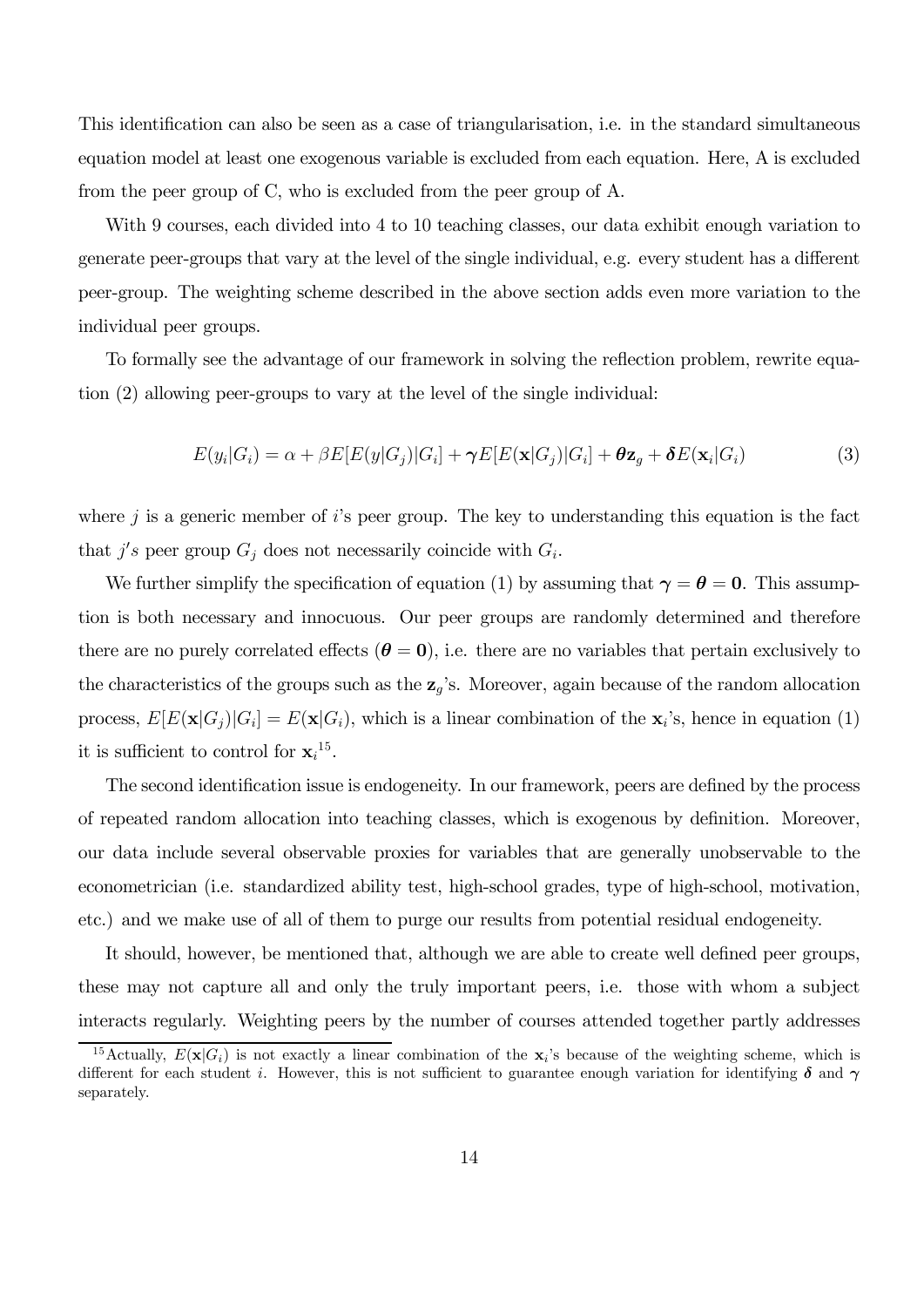This identification can also be seen as a case of triangularisation, i.e. in the standard simultaneous equation model at least one exogenous variable is excluded from each equation. Here, A is excluded from the peer group of C, who is excluded from the peer group of A.

With 9 courses, each divided into 4 to 10 teaching classes, our data exhibit enough variation to generate peer-groups that vary at the level of the single individual, e.g. every student has a different peer-group. The weighting scheme described in the above section adds even more variation to the individual peer groups.

To formally see the advantage of our framework in solving the reflection problem, rewrite equation (2) allowing peer-groups to vary at the level of the single individual:

$$E(y_i|G_i) = \alpha + \beta E[E(y|G_j)|G_i] + \boldsymbol{\gamma} E[E(\mathbf{x}|G_j)|G_i] + \boldsymbol{\theta}\mathbf{z}_g + \boldsymbol{\delta} E(\mathbf{x}_i|G_i) \tag{3}$$

where $j$ is a generic member of $i$'s peer group. The key to understanding this equation is the fact that $j's$ peer group $G_j$ does not necessarily coincide with $G_i$.

We further simplify the specification of equation (1) by assuming that $\boldsymbol{\gamma} = \boldsymbol{\theta} = \mathbf{0}$. This assumption is both necessary and innocuous. Our peer groups are randomly determined and therefore there are no purely correlated effects ($\boldsymbol{\theta} = \mathbf{0}$), i.e. there are no variables that pertain exclusively to the characteristics of the groups such as the $\mathbf{z}_g$'s. Moreover, again because of the random allocation process, $E[E(\mathbf{x}|G_j)|G_i] = E(\mathbf{x}|G_i)$, which is a linear combination of the $\mathbf{x}_i$'s, hence in equation (1) it is sufficient to control for $\mathbf{x}_i$[15].

The second identification issue is endogeneity. In our framework, peers are defined by the process of repeated random allocation into teaching classes, which is exogenous by definition. Moreover, our data include several observable proxies for variables that are generally unobservable to the econometrician (i.e. standardized ability test, high-school grades, type of high-school, motivation, etc.) and we make use of all of them to purge our results from potential residual endogeneity.

It should, however, be mentioned that, although we are able to create well defined peer groups, these may not capture all and only the truly important peers, i.e. those with whom a subject interacts regularly. Weighting peers by the number of courses attended together partly addresses

[15] Actually, $E(\mathbf{x}|G_i)$ is not exactly a linear combination of the $\mathbf{x}_i$'s because of the weighting scheme, which is different for each student $i$. However, this is not sufficient to guarantee enough variation for identifying $\boldsymbol{\delta}$ and $\boldsymbol{\gamma}$ separately.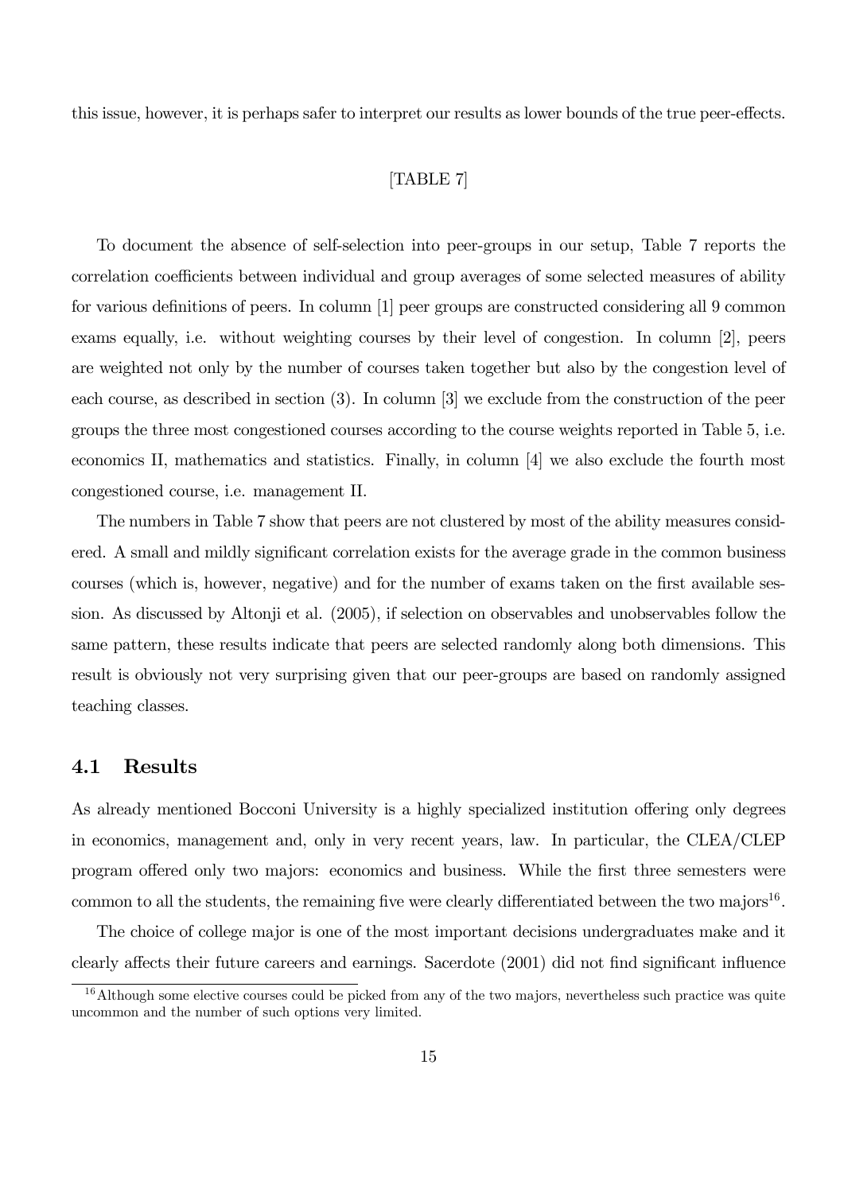this issue, however, it is perhaps safer to interpret our results as lower bounds of the true peer-effects.

[TABLE 7]

To document the absence of self-selection into peer-groups in our setup, Table 7 reports the correlation coefficients between individual and group averages of some selected measures of ability for various definitions of peers. In column [1] peer groups are constructed considering all 9 common exams equally, i.e. without weighting courses by their level of congestion. In column [2], peers are weighted not only by the number of courses taken together but also by the congestion level of each course, as described in section (3). In column [3] we exclude from the construction of the peer groups the three most congestioned courses according to the course weights reported in Table 5, i.e. economics II, mathematics and statistics. Finally, in column [4] we also exclude the fourth most congestioned course, i.e. management II.

The numbers in Table 7 show that peers are not clustered by most of the ability measures considered. A small and mildly significant correlation exists for the average grade in the common business courses (which is, however, negative) and for the number of exams taken on the first available session. As discussed by Altonji et al. (2005), if selection on observables and unobservables follow the same pattern, these results indicate that peers are selected randomly along both dimensions. This result is obviously not very surprising given that our peer-groups are based on randomly assigned teaching classes.

## 4.1 Results

As already mentioned Bocconi University is a highly specialized institution offering only degrees in economics, management and, only in very recent years, law. In particular, the CLEA/CLEP program offered only two majors: economics and business. While the first three semesters were common to all the students, the remaining five were clearly differentiated between the two majors[16].

The choice of college major is one of the most important decisions undergraduates make and it clearly affects their future careers and earnings. Sacerdote (2001) did not find significant influence

[16] Although some elective courses could be picked from any of the two majors, nevertheless such practice was quite uncommon and the number of such options very limited.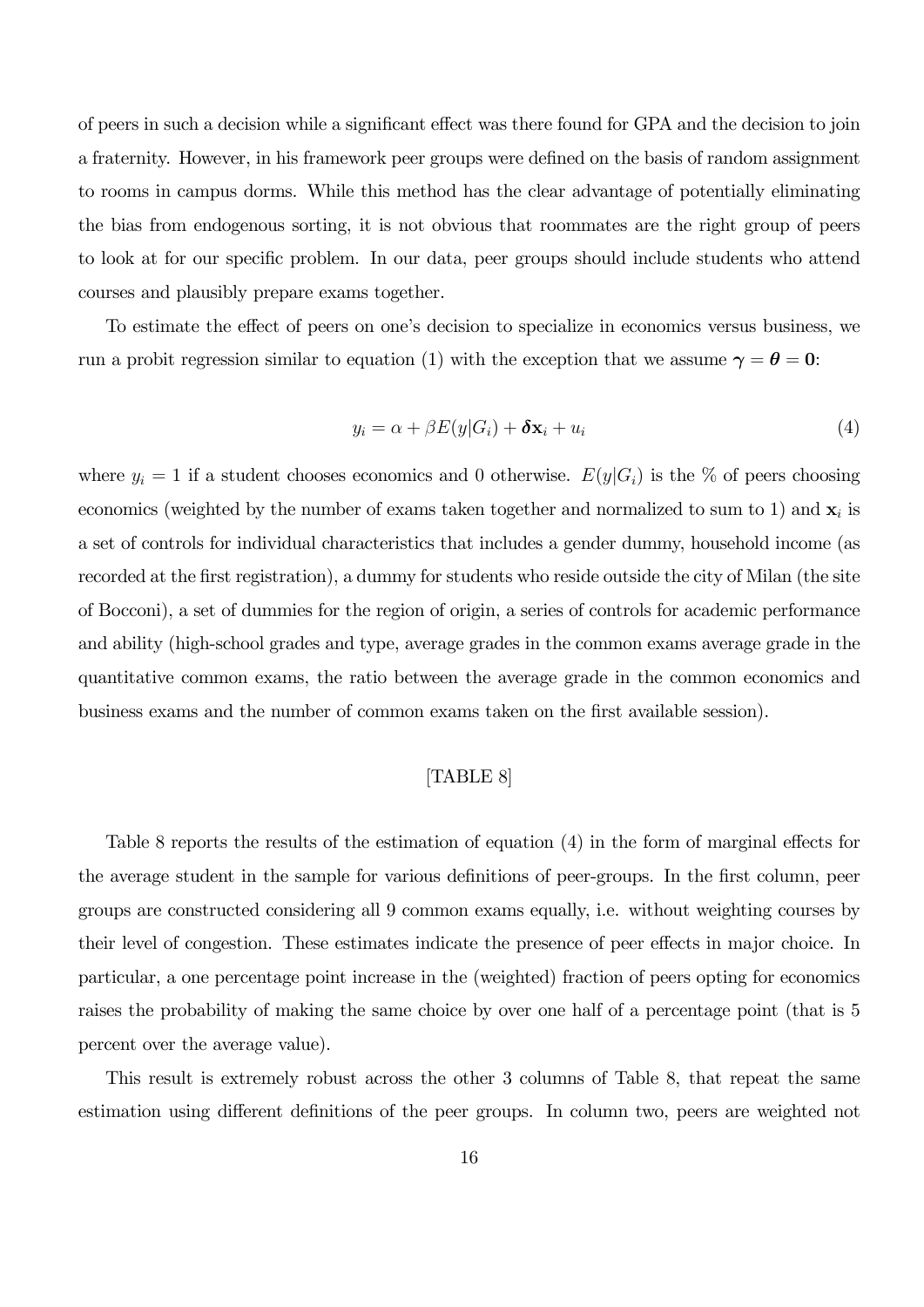of peers in such a decision while a significant effect was there found for GPA and the decision to join a fraternity. However, in his framework peer groups were defined on the basis of random assignment to rooms in campus dorms. While this method has the clear advantage of potentially eliminating the bias from endogenous sorting, it is not obvious that roommates are the right group of peers to look at for our specific problem. In our data, peer groups should include students who attend courses and plausibly prepare exams together.

To estimate the effect of peers on one's decision to specialize in economics versus business, we run a probit regression similar to equation (1) with the exception that we assume $\boldsymbol{\gamma} = \boldsymbol{\theta} = \mathbf{0}$:

$$y_i = \alpha + \beta E(y|G_i) + \boldsymbol{\delta}\mathbf{x}_i + u_i \tag{4}$$

where $y_i = 1$ if a student chooses economics and 0 otherwise. $E(y|G_i)$ is the % of peers choosing economics (weighted by the number of exams taken together and normalized to sum to 1) and $\mathbf{x}_i$ is a set of controls for individual characteristics that includes a gender dummy, household income (as recorded at the first registration), a dummy for students who reside outside the city of Milan (the site of Bocconi), a set of dummies for the region of origin, a series of controls for academic performance and ability (high-school grades and type, average grades in the common exams average grade in the quantitative common exams, the ratio between the average grade in the common economics and business exams and the number of common exams taken on the first available session).

[TABLE 8]

Table 8 reports the results of the estimation of equation (4) in the form of marginal effects for the average student in the sample for various definitions of peer-groups. In the first column, peer groups are constructed considering all 9 common exams equally, i.e. without weighting courses by their level of congestion. These estimates indicate the presence of peer effects in major choice. In particular, a one percentage point increase in the (weighted) fraction of peers opting for economics raises the probability of making the same choice by over one half of a percentage point (that is 5 percent over the average value).

This result is extremely robust across the other 3 columns of Table 8, that repeat the same estimation using different definitions of the peer groups. In column two, peers are weighted not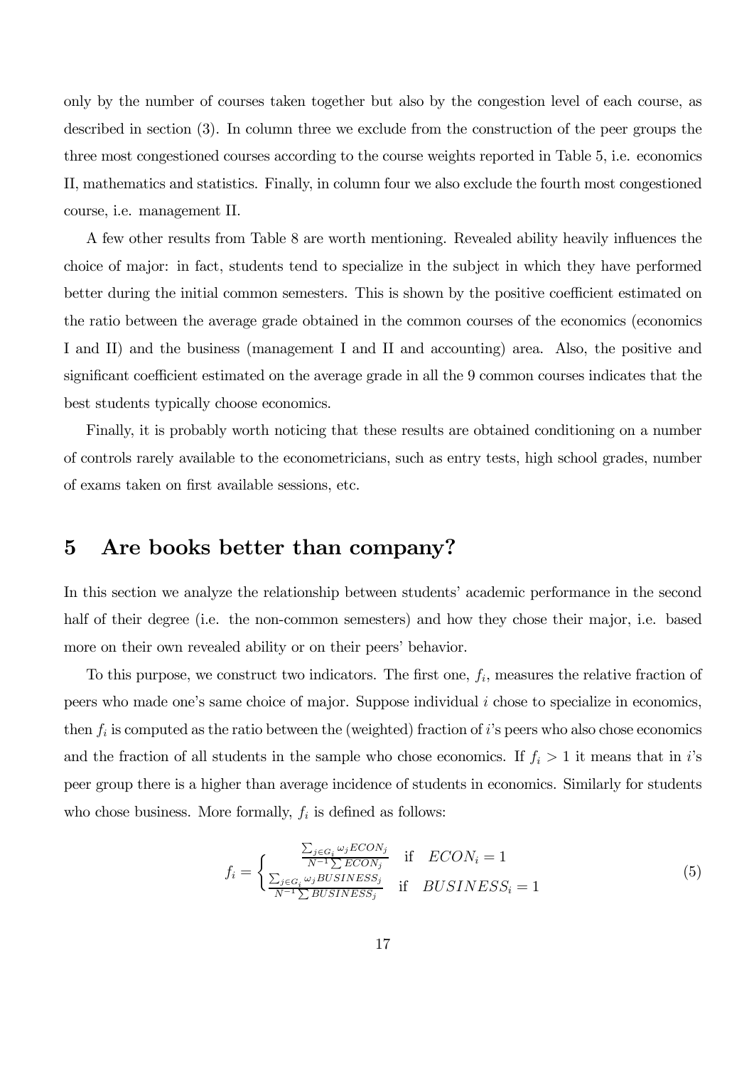only by the number of courses taken together but also by the congestion level of each course, as described in section (3). In column three we exclude from the construction of the peer groups the three most congestioned courses according to the course weights reported in Table 5, i.e. economics II, mathematics and statistics. Finally, in column four we also exclude the fourth most congestioned course, i.e. management II.

A few other results from Table 8 are worth mentioning. Revealed ability heavily influences the choice of major: in fact, students tend to specialize in the subject in which they have performed better during the initial common semesters. This is shown by the positive coefficient estimated on the ratio between the average grade obtained in the common courses of the economics (economics I and II) and the business (management I and II and accounting) area. Also, the positive and significant coefficient estimated on the average grade in all the 9 common courses indicates that the best students typically choose economics.

Finally, it is probably worth noticing that these results are obtained conditioning on a number of controls rarely available to the econometricians, such as entry tests, high school grades, number of exams taken on first available sessions, etc.

# 5 Are books better than company?

In this section we analyze the relationship between students' academic performance in the second half of their degree (i.e. the non-common semesters) and how they chose their major, i.e. based more on their own revealed ability or on their peers' behavior.

To this purpose, we construct two indicators. The first one, $f_i$, measures the relative fraction of peers who made one's same choice of major. Suppose individual $i$ chose to specialize in economics, then $f_i$ is computed as the ratio between the (weighted) fraction of $i$'s peers who also chose economics and the fraction of all students in the sample who chose economics. If $f_i > 1$ it means that in $i$'s peer group there is a higher than average incidence of students in economics. Similarly for students who chose business. More formally, $f_i$ is defined as follows:

$$f_i = \begin{cases} \frac{\sum_{j \in G_i} \omega_j ECON_j}{N^{-1} \sum ECON_j} & \text{if} \quad ECON_i = 1 \\ \frac{\sum_{j \in G_i} \omega_j BUSINESS_j}{N^{-1} \sum BUSINESS_j} & \text{if} \quad BUSINESS_i = 1 \end{cases} \tag{5}$$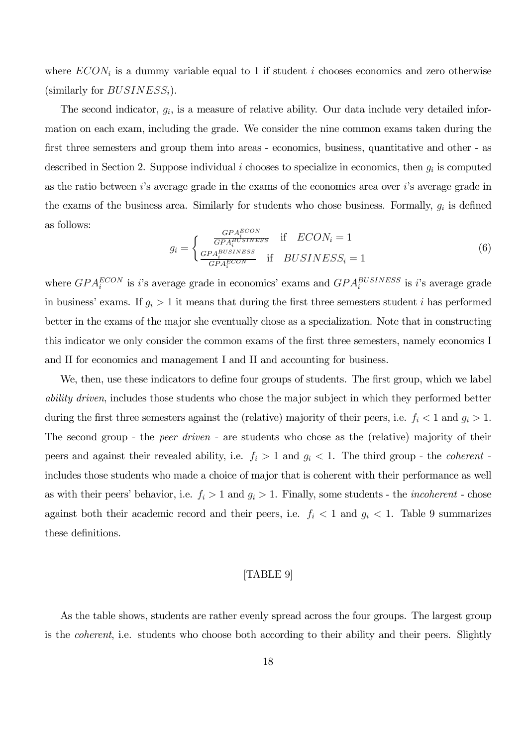where $ECON_i$ is a dummy variable equal to 1 if student $i$ chooses economics and zero otherwise (similarly for $BUSINESS_i$).

The second indicator, $g_i$, is a measure of relative ability. Our data include very detailed information on each exam, including the grade. We consider the nine common exams taken during the first three semesters and group them into areas - economics, business, quantitative and other - as described in Section 2. Suppose individual $i$ chooses to specialize in economics, then $g_i$ is computed as the ratio between $i$'s average grade in the exams of the economics area over $i$'s average grade in the exams of the business area. Similarly for students who chose business. Formally, $g_i$ is defined as follows:

$$g_i = \begin{cases} \frac{GPA_i^{ECON}}{GPA_i^{BUSINESS}} & \text{if} \quad ECON_i = 1 \\ \frac{GPA_i^{BUSINESS}}{GPA_i^{ECON}} & \text{if} \quad BUSINESS_i = 1 \end{cases} \tag{6}$$

where $GPA_i^{ECON}$ is $i$'s average grade in economics' exams and $GPA_i^{BUSINESS}$ is $i$'s average grade in business' exams. If $g_i > 1$ it means that during the first three semesters student $i$ has performed better in the exams of the major she eventually chose as a specialization. Note that in constructing this indicator we only consider the common exams of the first three semesters, namely economics I and II for economics and management I and II and accounting for business.

We, then, use these indicators to define four groups of students. The first group, which we label *ability driven*, includes those students who chose the major subject in which they performed better during the first three semesters against the (relative) majority of their peers, i.e. $f_i < 1$ and $g_i > 1$. The second group - the *peer driven* - are students who chose as the (relative) majority of their peers and against their revealed ability, i.e. $f_i > 1$ and $g_i < 1$. The third group - the *coherent* - includes those students who made a choice of major that is coherent with their performance as well as with their peers' behavior, i.e. $f_i > 1$ and $g_i > 1$. Finally, some students - the *incoherent* - chose against both their academic record and their peers, i.e. $f_i < 1$ and $g_i < 1$. Table 9 summarizes these definitions.

[TABLE 9]

As the table shows, students are rather evenly spread across the four groups. The largest group is the *coherent*, i.e. students who choose both according to their ability and their peers. Slightly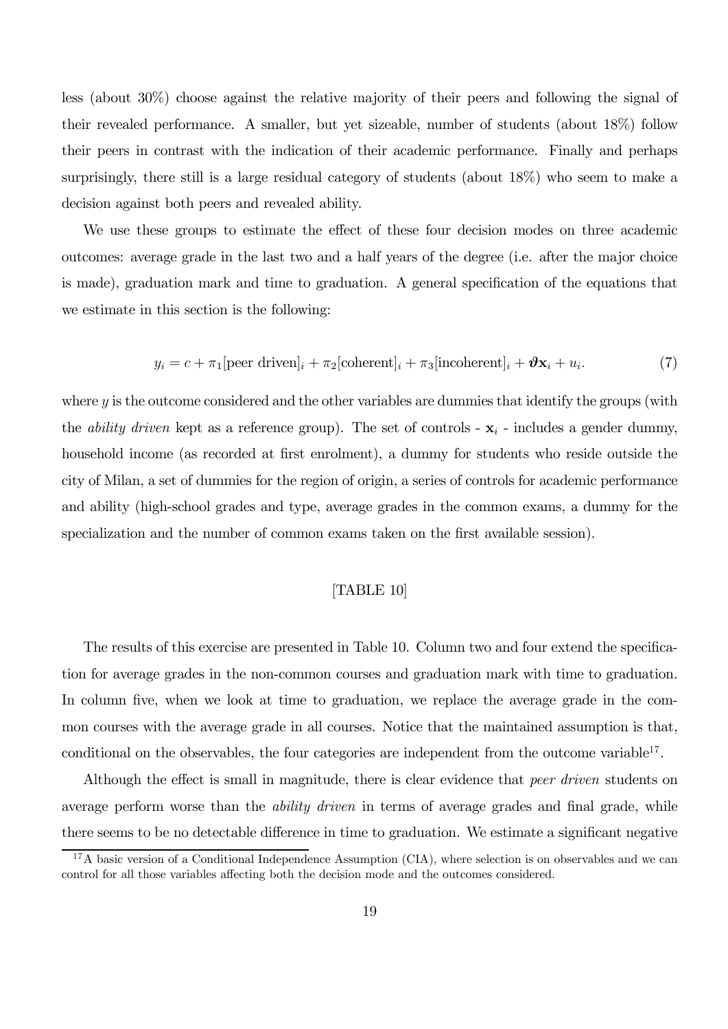less (about 30%) choose against the relative majority of their peers and following the signal of their revealed performance. A smaller, but yet sizeable, number of students (about 18%) follow their peers in contrast with the indication of their academic performance. Finally and perhaps surprisingly, there still is a large residual category of students (about 18%) who seem to make a decision against both peers and revealed ability.

We use these groups to estimate the effect of these four decision modes on three academic outcomes: average grade in the last two and a half years of the degree (i.e. after the major choice is made), graduation mark and time to graduation. A general specification of the equations that we estimate in this section is the following:

$$y_i = c + \pi_1[\text{peer driven}]_i + \pi_2[\text{coherent}]_i + \pi_3[\text{incoherent}]_i + \boldsymbol{\vartheta}\mathbf{x}_i + u_i. \tag{7}$$

where $y$ is the outcome considered and the other variables are dummies that identify the groups (with the *ability driven* kept as a reference group). The set of controls - $\mathbf{x}_i$ - includes a gender dummy, household income (as recorded at first enrolment), a dummy for students who reside outside the city of Milan, a set of dummies for the region of origin, a series of controls for academic performance and ability (high-school grades and type, average grades in the common exams, a dummy for the specialization and the number of common exams taken on the first available session).

[TABLE 10]

The results of this exercise are presented in Table 10. Column two and four extend the specification for average grades in the non-common courses and graduation mark with time to graduation. In column five, when we look at time to graduation, we replace the average grade in the common courses with the average grade in all courses. Notice that the maintained assumption is that, conditional on the observables, the four categories are independent from the outcome variable[17].

Although the effect is small in magnitude, there is clear evidence that *peer driven* students on average perform worse than the *ability driven* in terms of average grades and final grade, while there seems to be no detectable difference in time to graduation. We estimate a significant negative

[17] A basic version of a Conditional Independence Assumption (CIA), where selection is on observables and we can control for all those variables affecting both the decision mode and the outcomes considered.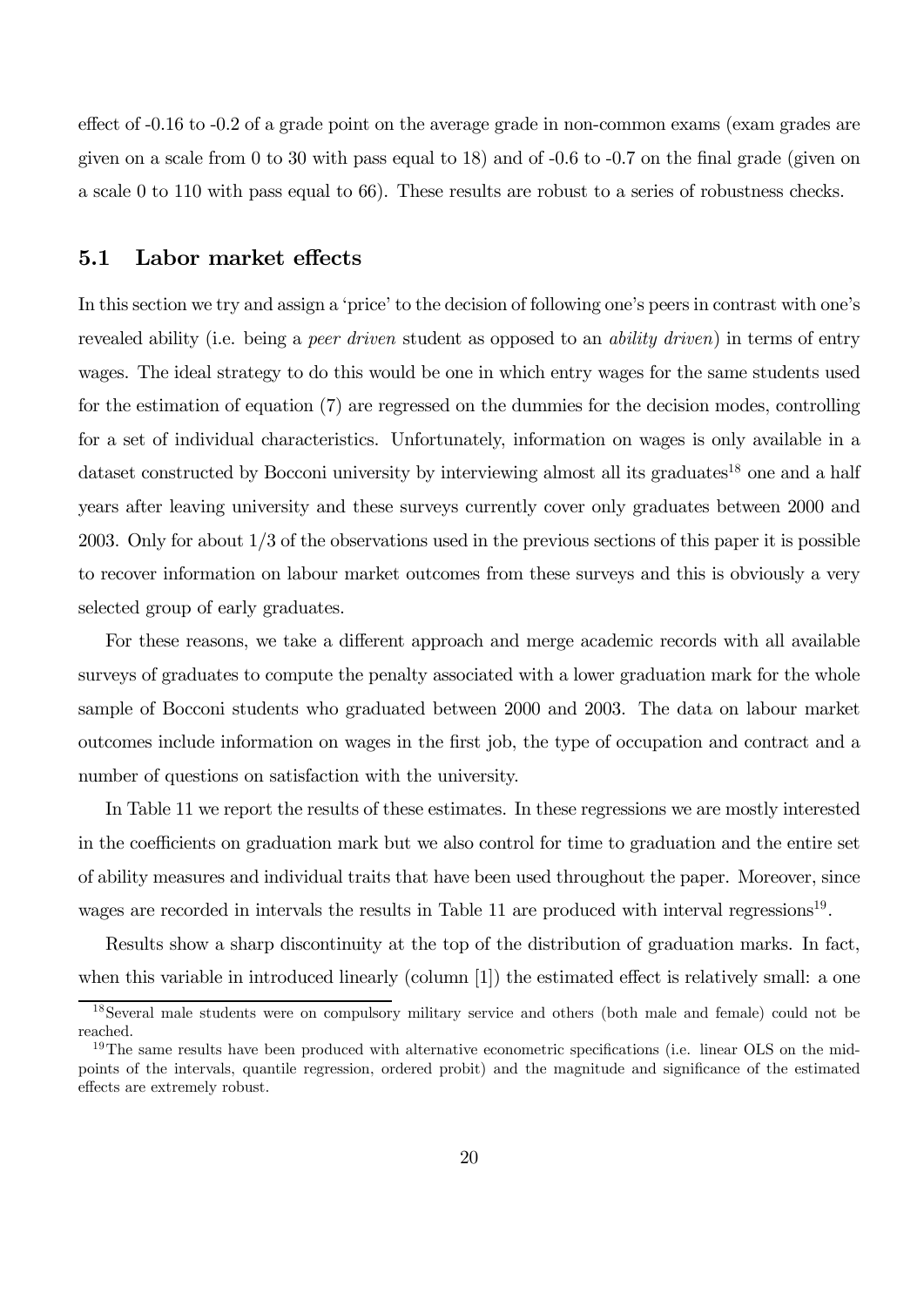effect of -0.16 to -0.2 of a grade point on the average grade in non-common exams (exam grades are given on a scale from 0 to 30 with pass equal to 18) and of -0.6 to -0.7 on the final grade (given on a scale 0 to 110 with pass equal to 66). These results are robust to a series of robustness checks.

### 5.1 Labor market effects

In this section we try and assign a 'price' to the decision of following one's peers in contrast with one's revealed ability (i.e. being a *peer driven* student as opposed to an *ability driven*) in terms of entry wages. The ideal strategy to do this would be one in which entry wages for the same students used for the estimation of equation (7) are regressed on the dummies for the decision modes, controlling for a set of individual characteristics. Unfortunately, information on wages is only available in a dataset constructed by Bocconi university by interviewing almost all its graduates[18] one and a half years after leaving university and these surveys currently cover only graduates between 2000 and 2003. Only for about 1/3 of the observations used in the previous sections of this paper it is possible to recover information on labour market outcomes from these surveys and this is obviously a very selected group of early graduates.

For these reasons, we take a different approach and merge academic records with all available surveys of graduates to compute the penalty associated with a lower graduation mark for the whole sample of Bocconi students who graduated between 2000 and 2003. The data on labour market outcomes include information on wages in the first job, the type of occupation and contract and a number of questions on satisfaction with the university.

In Table 11 we report the results of these estimates. In these regressions we are mostly interested in the coefficients on graduation mark but we also control for time to graduation and the entire set of ability measures and individual traits that have been used throughout the paper. Moreover, since wages are recorded in intervals the results in Table 11 are produced with interval regressions[19].

Results show a sharp discontinuity at the top of the distribution of graduation marks. In fact, when this variable in introduced linearly (column [1]) the estimated effect is relatively small: a one

[18] Several male students were on compulsory military service and others (both male and female) could not be reached.

[19] The same results have been produced with alternative econometric specifications (i.e. linear OLS on the mid-points of the intervals, quantile regression, ordered probit) and the magnitude and significance of the estimated effects are extremely robust.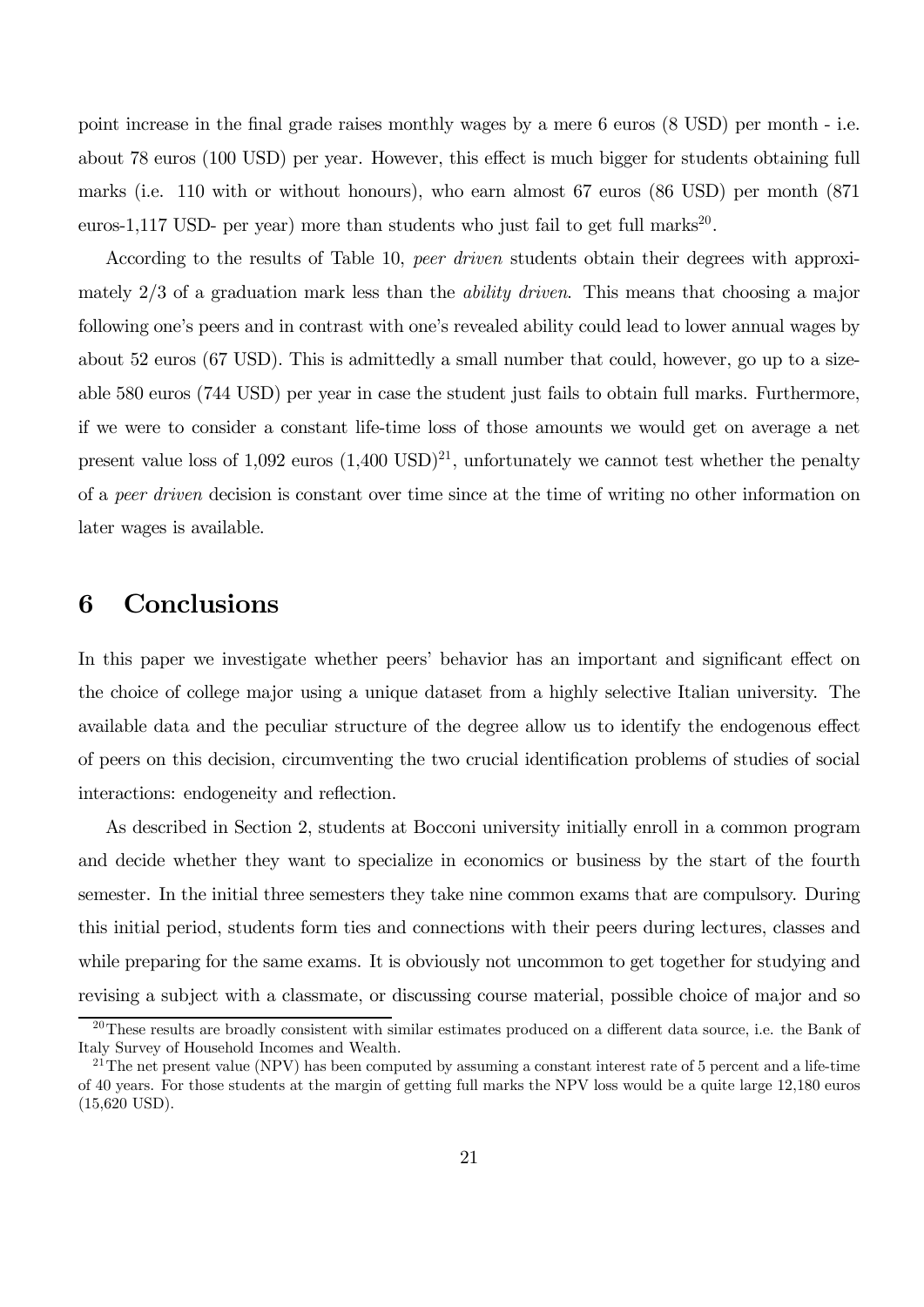point increase in the final grade raises monthly wages by a mere 6 euros (8 USD) per month - i.e. about 78 euros (100 USD) per year. However, this effect is much bigger for students obtaining full marks (i.e. 110 with or without honours), who earn almost 67 euros (86 USD) per month (871 euros-1,117 USD- per year) more than students who just fail to get full marks[20].

According to the results of Table 10, *peer driven* students obtain their degrees with approximately 2/3 of a graduation mark less than the *ability driven*. This means that choosing a major following one's peers and in contrast with one's revealed ability could lead to lower annual wages by about 52 euros (67 USD). This is admittedly a small number that could, however, go up to a sizeable 580 euros (744 USD) per year in case the student just fails to obtain full marks. Furthermore, if we were to consider a constant life-time loss of those amounts we would get on average a net present value loss of 1,092 euros (1,400 USD)[21], unfortunately we cannot test whether the penalty of a *peer driven* decision is constant over time since at the time of writing no other information on later wages is available.

# 6 Conclusions

In this paper we investigate whether peers' behavior has an important and significant effect on the choice of college major using a unique dataset from a highly selective Italian university. The available data and the peculiar structure of the degree allow us to identify the endogenous effect of peers on this decision, circumventing the two crucial identification problems of studies of social interactions: endogeneity and reflection.

As described in Section 2, students at Bocconi university initially enroll in a common program and decide whether they want to specialize in economics or business by the start of the fourth semester. In the initial three semesters they take nine common exams that are compulsory. During this initial period, students form ties and connections with their peers during lectures, classes and while preparing for the same exams. It is obviously not uncommon to get together for studying and revising a subject with a classmate, or discussing course material, possible choice of major and so

[20] These results are broadly consistent with similar estimates produced on a different data source, i.e. the Bank of Italy Survey of Household Incomes and Wealth.

[21] The net present value (NPV) has been computed by assuming a constant interest rate of 5 percent and a life-time of 40 years. For those students at the margin of getting full marks the NPV loss would be a quite large 12,180 euros (15,620 USD).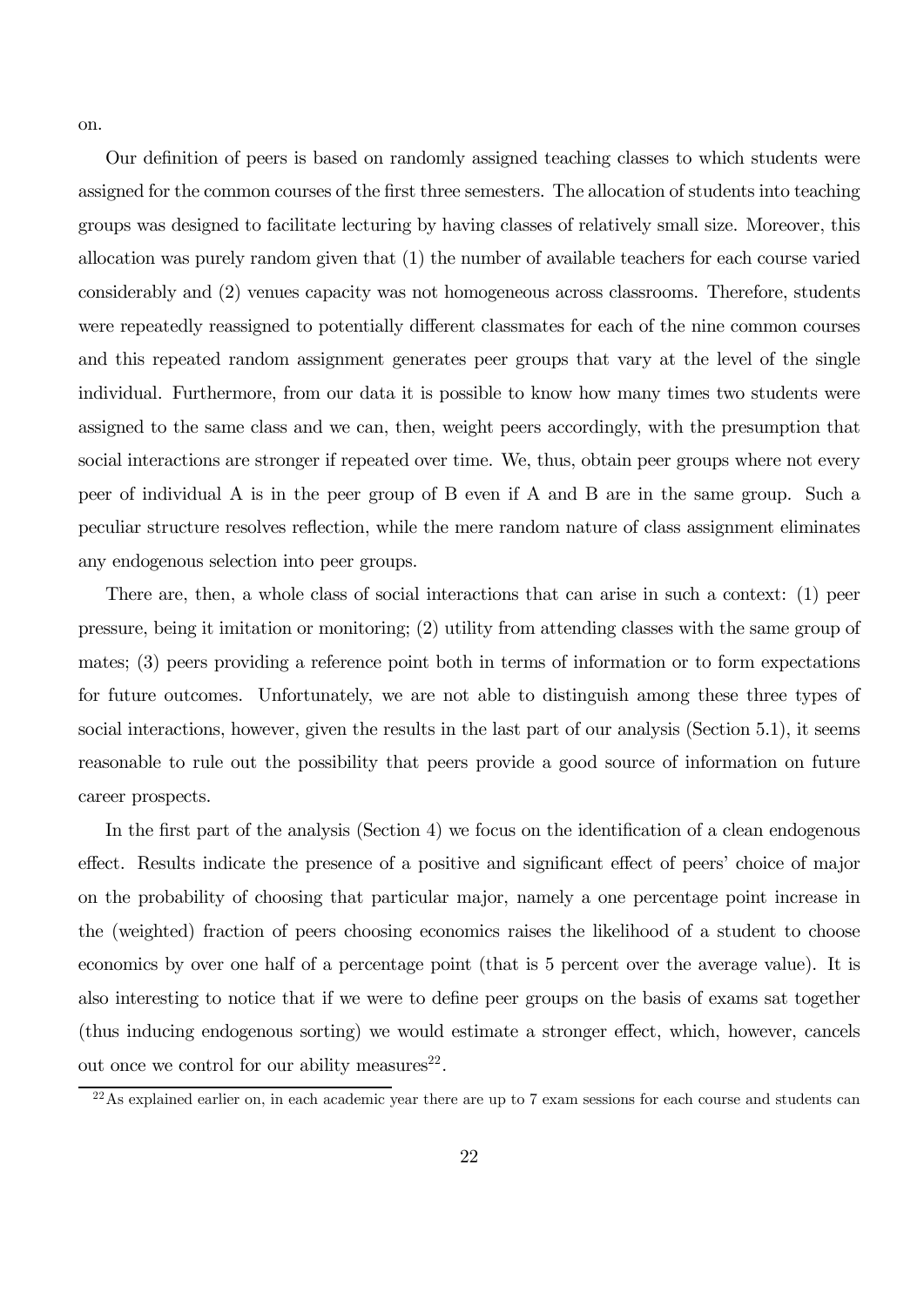on.

Our definition of peers is based on randomly assigned teaching classes to which students were assigned for the common courses of the first three semesters. The allocation of students into teaching groups was designed to facilitate lecturing by having classes of relatively small size. Moreover, this allocation was purely random given that (1) the number of available teachers for each course varied considerably and (2) venues capacity was not homogeneous across classrooms. Therefore, students were repeatedly reassigned to potentially different classmates for each of the nine common courses and this repeated random assignment generates peer groups that vary at the level of the single individual. Furthermore, from our data it is possible to know how many times two students were assigned to the same class and we can, then, weight peers accordingly, with the presumption that social interactions are stronger if repeated over time. We, thus, obtain peer groups where not every peer of individual A is in the peer group of B even if A and B are in the same group. Such a peculiar structure resolves reflection, while the mere random nature of class assignment eliminates any endogenous selection into peer groups.

There are, then, a whole class of social interactions that can arise in such a context: (1) peer pressure, being it imitation or monitoring; (2) utility from attending classes with the same group of mates; (3) peers providing a reference point both in terms of information or to form expectations for future outcomes. Unfortunately, we are not able to distinguish among these three types of social interactions, however, given the results in the last part of our analysis (Section 5.1), it seems reasonable to rule out the possibility that peers provide a good source of information on future career prospects.

In the first part of the analysis (Section 4) we focus on the identification of a clean endogenous effect. Results indicate the presence of a positive and significant effect of peers' choice of major on the probability of choosing that particular major, namely a one percentage point increase in the (weighted) fraction of peers choosing economics raises the likelihood of a student to choose economics by over one half of a percentage point (that is 5 percent over the average value). It is also interesting to notice that if we were to define peer groups on the basis of exams sat together (thus inducing endogenous sorting) we would estimate a stronger effect, which, however, cancels out once we control for our ability measures[22].

[22] As explained earlier on, in each academic year there are up to 7 exam sessions for each course and students can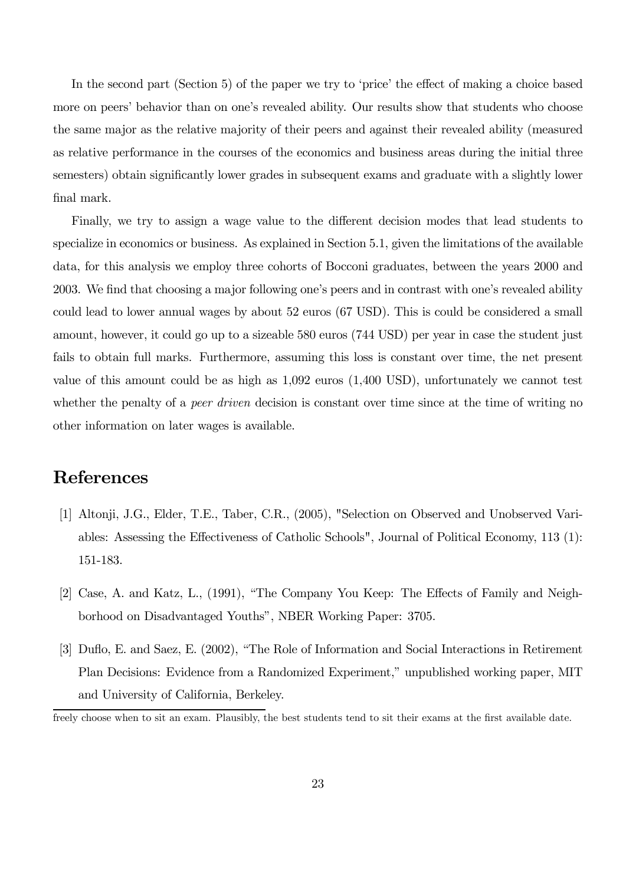In the second part (Section 5) of the paper we try to 'price' the effect of making a choice based more on peers' behavior than on one's revealed ability. Our results show that students who choose the same major as the relative majority of their peers and against their revealed ability (measured as relative performance in the courses of the economics and business areas during the initial three semesters) obtain significantly lower grades in subsequent exams and graduate with a slightly lower final mark.

Finally, we try to assign a wage value to the different decision modes that lead students to specialize in economics or business. As explained in Section 5.1, given the limitations of the available data, for this analysis we employ three cohorts of Bocconi graduates, between the years 2000 and 2003. We find that choosing a major following one's peers and in contrast with one's revealed ability could lead to lower annual wages by about 52 euros (67 USD). This is could be considered a small amount, however, it could go up to a sizeable 580 euros (744 USD) per year in case the student just fails to obtain full marks. Furthermore, assuming this loss is constant over time, the net present value of this amount could be as high as 1,092 euros (1,400 USD), unfortunately we cannot test whether the penalty of a *peer driven* decision is constant over time since at the time of writing no other information on later wages is available.

# References

[1] Altonji, J.G., Elder, T.E., Taber, C.R., (2005), "Selection on Observed and Unobserved Variables: Assessing the Effectiveness of Catholic Schools", Journal of Political Economy, 113 (1): 151-183.

[2] Case, A. and Katz, L., (1991), "The Company You Keep: The Effects of Family and Neighborhood on Disadvantaged Youths", NBER Working Paper: 3705.

[3] Duflo, E. and Saez, E. (2002), "The Role of Information and Social Interactions in Retirement Plan Decisions: Evidence from a Randomized Experiment," unpublished working paper, MIT and University of California, Berkeley.

freely choose when to sit an exam. Plausibly, the best students tend to sit their exams at the first available date.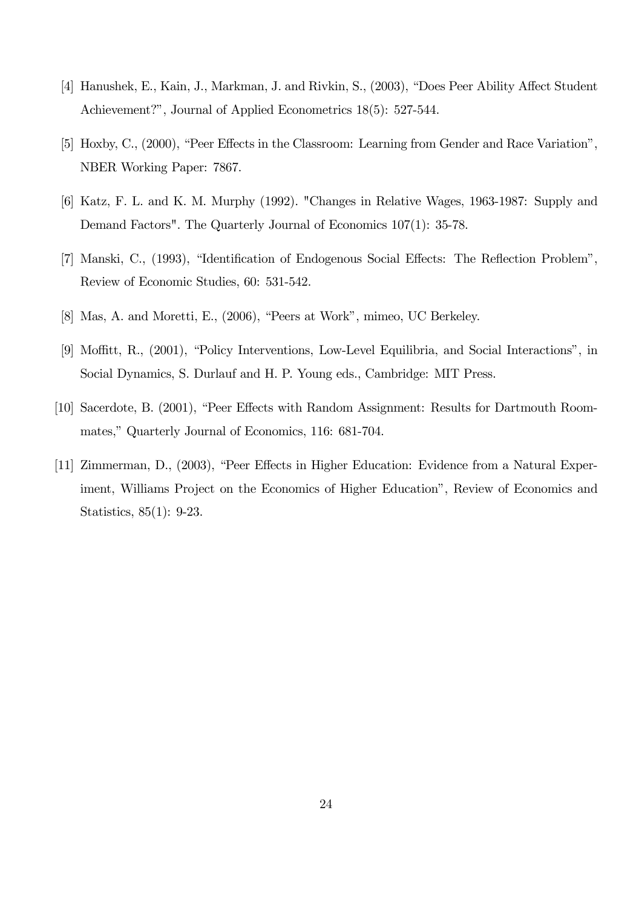[4] Hanushek, E., Kain, J., Markman, J. and Rivkin, S., (2003), "Does Peer Ability Affect Student Achievement?", Journal of Applied Econometrics 18(5): 527-544.

[5] Hoxby, C., (2000), "Peer Effects in the Classroom: Learning from Gender and Race Variation", NBER Working Paper: 7867.

[6] Katz, F. L. and K. M. Murphy (1992). "Changes in Relative Wages, 1963-1987: Supply and Demand Factors". The Quarterly Journal of Economics 107(1): 35-78.

[7] Manski, C., (1993), "Identification of Endogenous Social Effects: The Reflection Problem", Review of Economic Studies, 60: 531-542.

[8] Mas, A. and Moretti, E., (2006), "Peers at Work", mimeo, UC Berkeley.

[9] Moffitt, R., (2001), "Policy Interventions, Low-Level Equilibria, and Social Interactions", in Social Dynamics, S. Durlauf and H. P. Young eds., Cambridge: MIT Press.

[10] Sacerdote, B. (2001), "Peer Effects with Random Assignment: Results for Dartmouth Roommates," Quarterly Journal of Economics, 116: 681-704.

[11] Zimmerman, D., (2003), "Peer Effects in Higher Education: Evidence from a Natural Experiment, Williams Project on the Economics of Higher Education", Review of Economics and Statistics, 85(1): 9-23.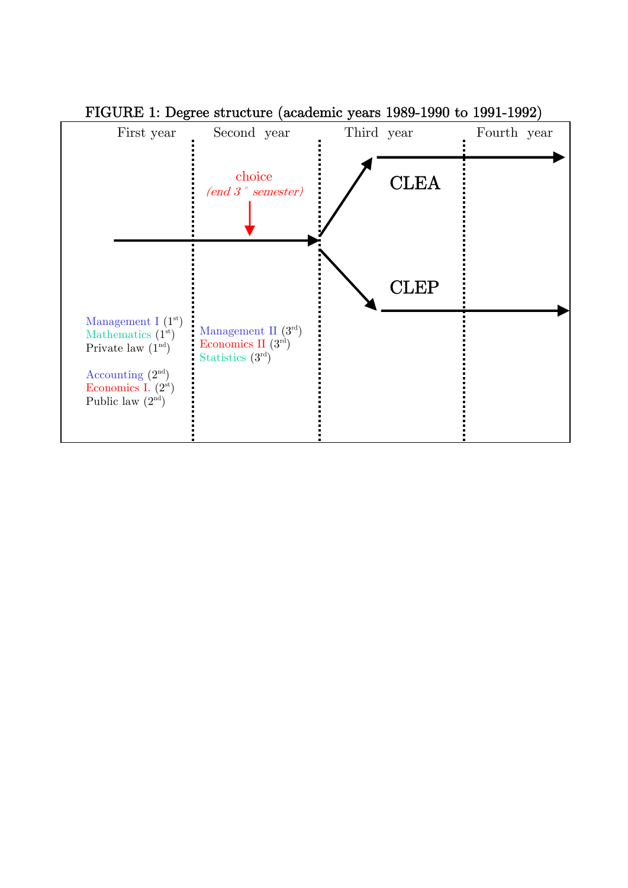FIGURE 1: Degree structure (academic years 1989-1990 to 1991-1992)

| First year | Second year | Third year | Fourth year |
|---|---|---|---|
| Management I (1st) | Management II (3rd) | CLEA | |
| Mathematics (1st) | Economics II (3rd) | CLEP | |
| Private law (1nd) | Statistics (3rd) | | |
| Accounting (2nd) | | | |
| Economics I. (2st) | | | |
| Public law (2nd) | | | |

choice (*end 3° semester*)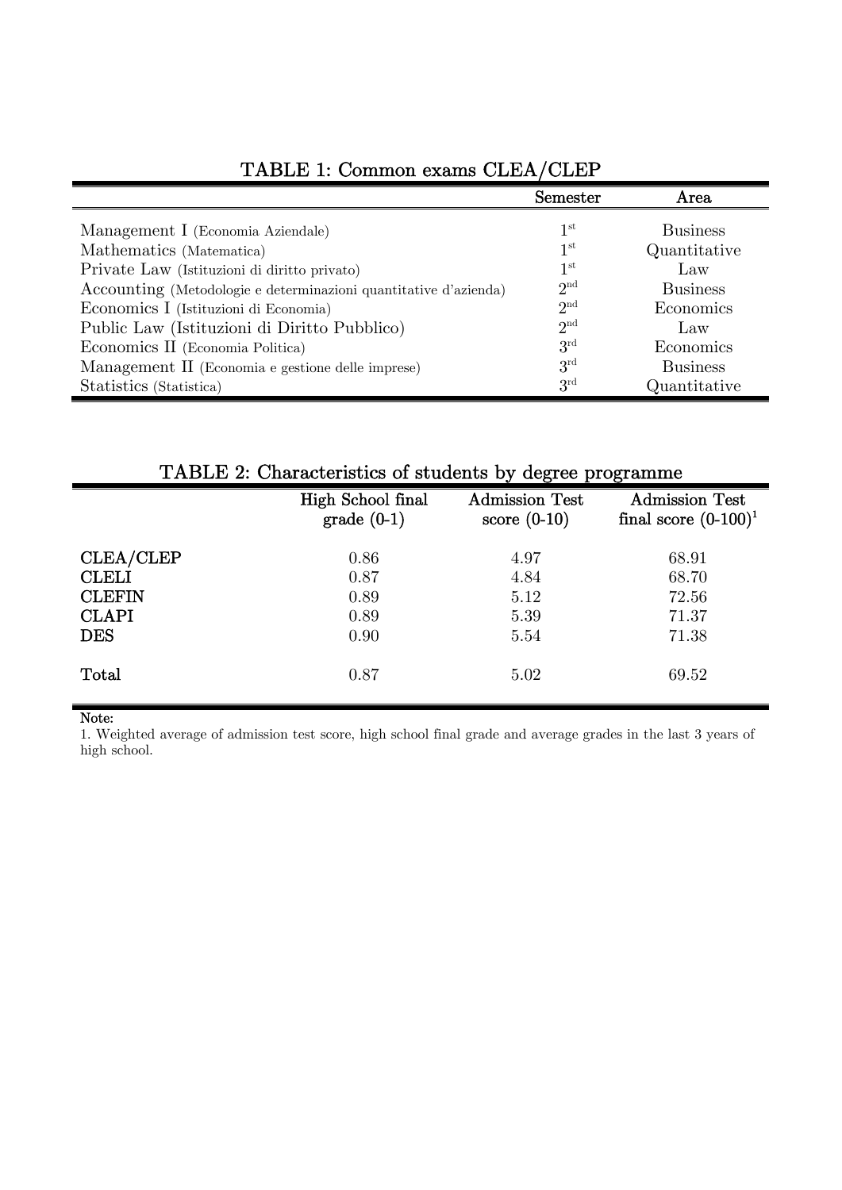TABLE 1: Common exams CLEA/CLEP

| | Semester | Area |
|---|---|---|
| Management I (Economia Aziendale) | 1st | Business |
| Mathematics (Matematica) | 1st | Quantitative |
| Private Law (Istituzioni di diritto privato) | 1st | Law |
| Accounting (Metodologie e determinazioni quantitative d'azienda) | 2nd | Business |
| Economics I (Istituzioni di Economia) | 2nd | Economics |
| Public Law (Istituzioni di Diritto Pubblico) | 2nd | Law |
| Economics II (Economia Politica) | 3rd | Economics |
| Management II (Economia e gestione delle imprese) | 3rd | Business |
| Statistics (Statistica) | 3rd | Quantitative |

TABLE 2: Characteristics of students by degree programme

| | High School final grade (0-1) | Admission Test score (0-10) | Admission Test final score (0-100)[1] |
|---|---|---|---|
| **CLEA/CLEP** | 0.86 | 4.97 | 68.91 |
| **CLELI** | 0.87 | 4.84 | 68.70 |
| **CLEFIN** | 0.89 | 5.12 | 72.56 |
| **CLAPI** | 0.89 | 5.39 | 71.37 |
| **DES** | 0.90 | 5.54 | 71.38 |
| **Total** | 0.87 | 5.02 | 69.52 |

Note:
1. Weighted average of admission test score, high school final grade and average grades in the last 3 years of high school.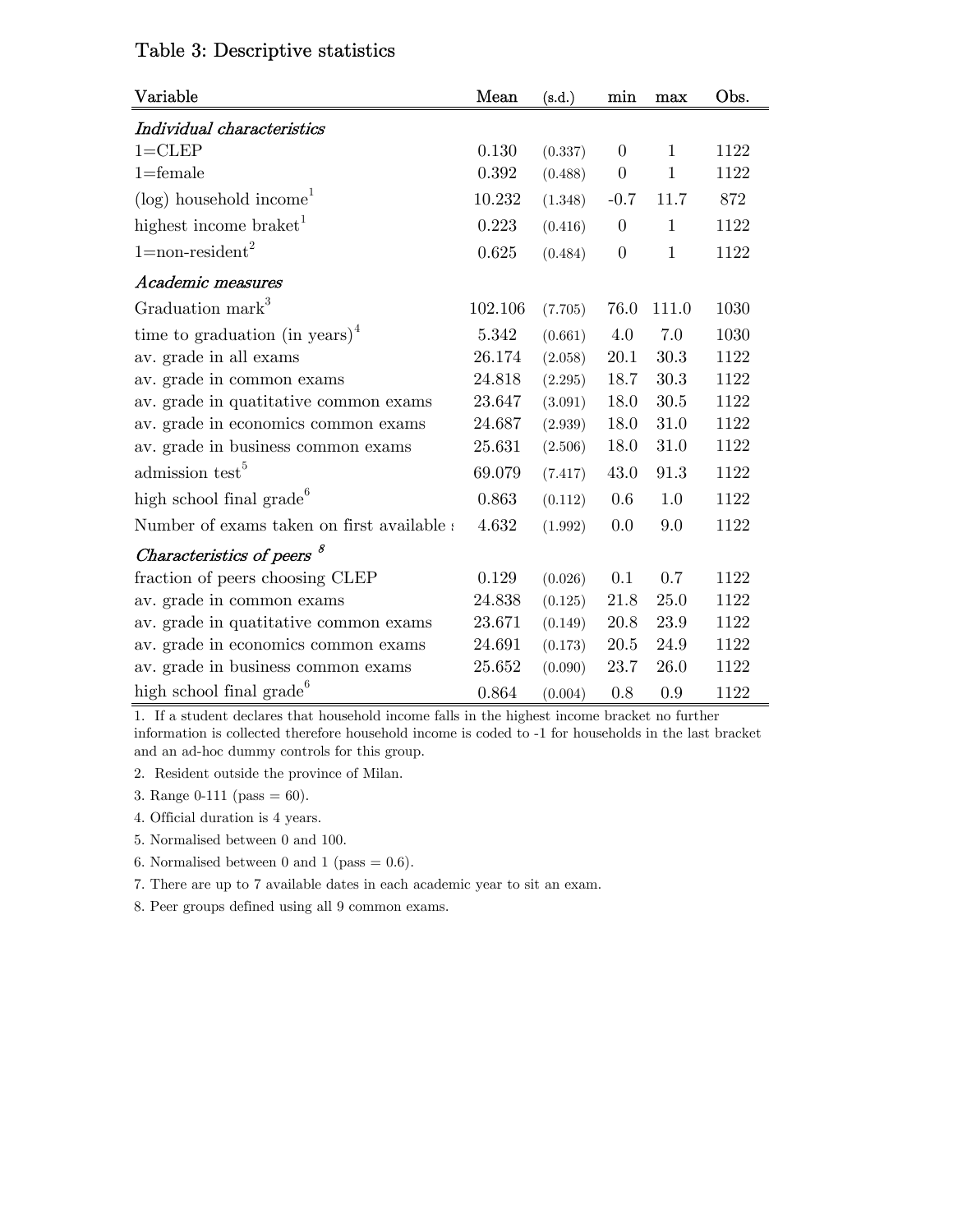Table 3: Descriptive statistics

| Variable | Mean | (s.d.) | min | max | Obs. |
|---|---|---|---|---|---|
| *Individual characteristics* | | | | | |
| 1=CLEP | 0.130 | (0.337) | 0 | 1 | 1122 |
| 1=female | 0.392 | (0.488) | 0 | 1 | 1122 |
| (log) household income[1] | 10.232 | (1.348) | -0.7 | 11.7 | 872 |
| highest income braket[1] | 0.223 | (0.416) | 0 | 1 | 1122 |
| 1=non-resident[2] | 0.625 | (0.484) | 0 | 1 | 1122 |
| *Academic measures* | | | | | |
| Graduation mark[3] | 102.106 | (7.705) | 76.0 | 111.0 | 1030 |
| time to graduation (in years)[4] | 5.342 | (0.661) | 4.0 | 7.0 | 1030 |
| av. grade in all exams | 26.174 | (2.058) | 20.1 | 30.3 | 1122 |
| av. grade in common exams | 24.818 | (2.295) | 18.7 | 30.3 | 1122 |
| av. grade in quatitative common exams | 23.647 | (3.091) | 18.0 | 30.5 | 1122 |
| av. grade in economics common exams | 24.687 | (2.939) | 18.0 | 31.0 | 1122 |
| av. grade in business common exams | 25.631 | (2.506) | 18.0 | 31.0 | 1122 |
| admission test[5] | 69.079 | (7.417) | 43.0 | 91.3 | 1122 |
| high school final grade[6] | 0.863 | (0.112) | 0.6 | 1.0 | 1122 |
| Number of exams taken on first available : | 4.632 | (1.992) | 0.0 | 9.0 | 1122 |
| *Characteristics of peers* [8] | | | | | |
| fraction of peers choosing CLEP | 0.129 | (0.026) | 0.1 | 0.7 | 1122 |
| av. grade in common exams | 24.838 | (0.125) | 21.8 | 25.0 | 1122 |
| av. grade in quatitative common exams | 23.671 | (0.149) | 20.8 | 23.9 | 1122 |
| av. grade in economics common exams | 24.691 | (0.173) | 20.5 | 24.9 | 1122 |
| av. grade in business common exams | 25.652 | (0.090) | 23.7 | 26.0 | 1122 |
| high school final grade[6] | 0.864 | (0.004) | 0.8 | 0.9 | 1122 |

1. If a student declares that household income falls in the highest income bracket no further information is collected therefore household income is coded to -1 for households in the last bracket and an ad-hoc dummy controls for this group.

2. Resident outside the province of Milan.

3. Range 0-111 (pass = 60).

4. Official duration is 4 years.

5. Normalised between 0 and 100.

6. Normalised between 0 and 1 (pass = 0.6).

7. There are up to 7 available dates in each academic year to sit an exam.

8. Peer groups defined using all 9 common exams.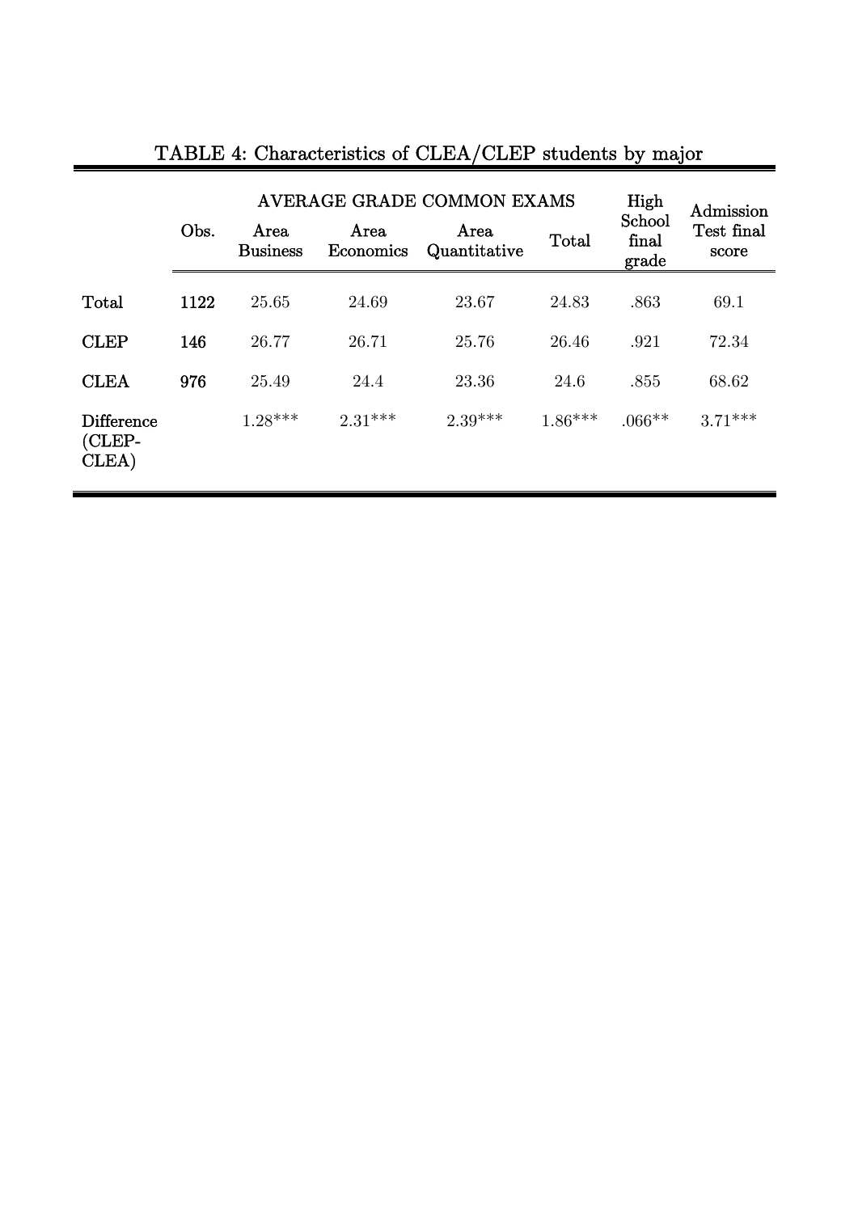TABLE 4: Characteristics of CLEA/CLEP students by major

| | Obs. | AVERAGE GRADE COMMON EXAMS | | | | High School final grade | Admission Test final score |
|---|---|---|---|---|---|---|---|
| | | Area Business | Area Economics | Area Quantitative | Total | | |
| **Total** | **1122** | 25.65 | 24.69 | 23.67 | 24.83 | .863 | 69.1 |
| **CLEP** | **146** | 26.77 | 26.71 | 25.76 | 26.46 | .921 | 72.34 |
| **CLEA** | **976** | 25.49 | 24.4 | 23.36 | 24.6 | .855 | 68.62 |
| **Difference (CLEP-CLEA)** | | 1.28*** | 2.31*** | 2.39*** | 1.86*** | .066** | 3.71*** |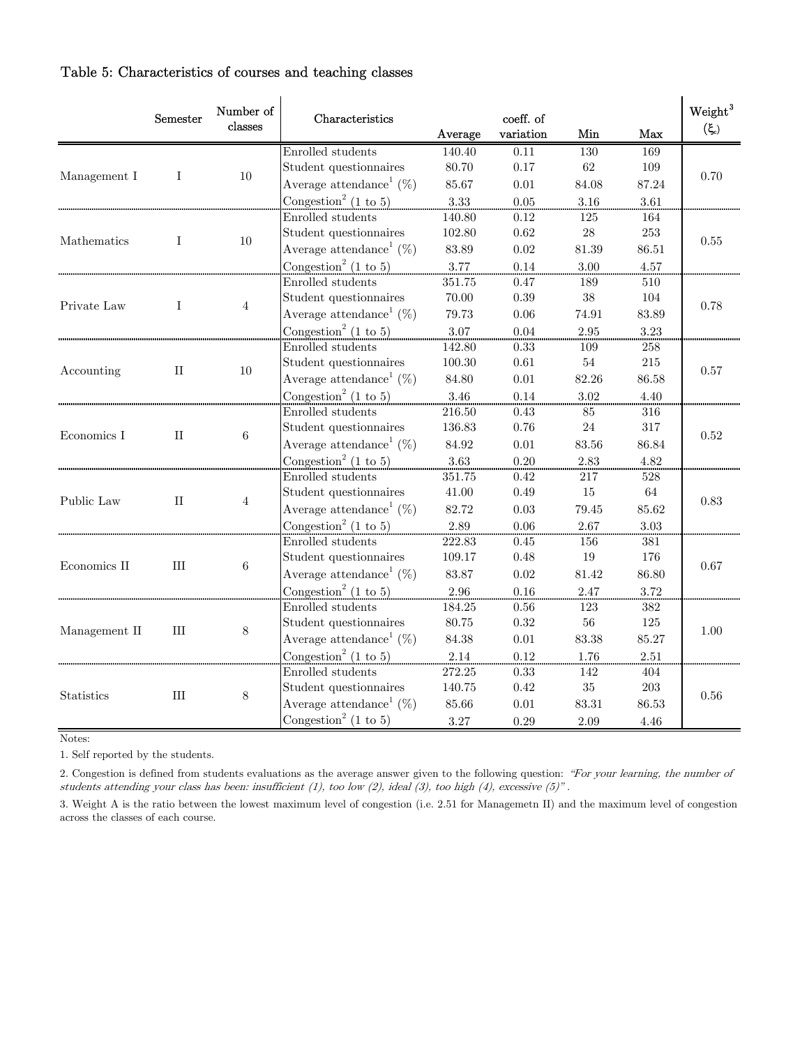Table 5: Characteristics of courses and teaching classes

| | Semester | Number of classes | Characteristics | Average | coeff. of variation | Min | Max | Weight[3] ($\xi_c$) |
|---|---|---|---|---|---|---|---|---|
| Management I | I | 10 | Enrolled students | 140.40 | 0.11 | 130 | 169 | 0.70 |
| | | | Student questionnaires | 80.70 | 0.17 | 62 | 109 | |
| | | | Average attendance[1] (%) | 85.67 | 0.01 | 84.08 | 87.24 | |
| | | | Congestion[2] (1 to 5) | 3.33 | 0.05 | 3.16 | 3.61 | |
| Mathematics | I | 10 | Enrolled students | 140.80 | 0.12 | 125 | 164 | 0.55 |
| | | | Student questionnaires | 102.80 | 0.62 | 28 | 253 | |
| | | | Average attendance[1] (%) | 83.89 | 0.02 | 81.39 | 86.51 | |
| | | | Congestion[2] (1 to 5) | 3.77 | 0.14 | 3.00 | 4.57 | |
| Private Law | I | 4 | Enrolled students | 351.75 | 0.47 | 189 | 510 | 0.78 |
| | | | Student questionnaires | 70.00 | 0.39 | 38 | 104 | |
| | | | Average attendance[1] (%) | 79.73 | 0.06 | 74.91 | 83.89 | |
| | | | Congestion[2] (1 to 5) | 3.07 | 0.04 | 2.95 | 3.23 | |
| Accounting | II | 10 | Enrolled students | 142.80 | 0.33 | 109 | 258 | 0.57 |
| | | | Student questionnaires | 100.30 | 0.61 | 54 | 215 | |
| | | | Average attendance[1] (%) | 84.80 | 0.01 | 82.26 | 86.58 | |
| | | | Congestion[2] (1 to 5) | 3.46 | 0.14 | 3.02 | 4.40 | |
| Economics I | II | 6 | Enrolled students | 216.50 | 0.43 | 85 | 316 | 0.52 |
| | | | Student questionnaires | 136.83 | 0.76 | 24 | 317 | |
| | | | Average attendance[1] (%) | 84.92 | 0.01 | 83.56 | 86.84 | |
| | | | Congestion[2] (1 to 5) | 3.63 | 0.20 | 2.83 | 4.82 | |
| Public Law | II | 4 | Enrolled students | 351.75 | 0.42 | 217 | 528 | 0.83 |
| | | | Student questionnaires | 41.00 | 0.49 | 15 | 64 | |
| | | | Average attendance[1] (%) | 82.72 | 0.03 | 79.45 | 85.62 | |
| | | | Congestion[2] (1 to 5) | 2.89 | 0.06 | 2.67 | 3.03 | |
| Economics II | III | 6 | Enrolled students | 222.83 | 0.45 | 156 | 381 | 0.67 |
| | | | Student questionnaires | 109.17 | 0.48 | 19 | 176 | |
| | | | Average attendance[1] (%) | 83.87 | 0.02 | 81.42 | 86.80 | |
| | | | Congestion[2] (1 to 5) | 2.96 | 0.16 | 2.47 | 3.72 | |
| Management II | III | 8 | Enrolled students | 184.25 | 0.56 | 123 | 382 | 1.00 |
| | | | Student questionnaires | 80.75 | 0.32 | 56 | 125 | |
| | | | Average attendance[1] (%) | 84.38 | 0.01 | 83.38 | 85.27 | |
| | | | Congestion[2] (1 to 5) | 2.14 | 0.12 | 1.76 | 2.51 | |
| Statistics | III | 8 | Enrolled students | 272.25 | 0.33 | 142 | 404 | 0.56 |
| | | | Student questionnaires | 140.75 | 0.42 | 35 | 203 | |
| | | | Average attendance[1] (%) | 85.66 | 0.01 | 83.31 | 86.53 | |
| | | | Congestion[2] (1 to 5) | 3.27 | 0.29 | 2.09 | 4.46 | |

Notes:

1. Self reported by the students.

2. Congestion is defined from students evaluations as the average answer given to the following question: *"For your learning, the number of students attending your class has been: insufficient (1), too low (2), ideal (3), too high (4), excessive (5)"*.

3. Weight A is the ratio between the lowest maximum level of congestion (i.e. 2.51 for Managemetn II) and the maximum level of congestion across the classes of each course.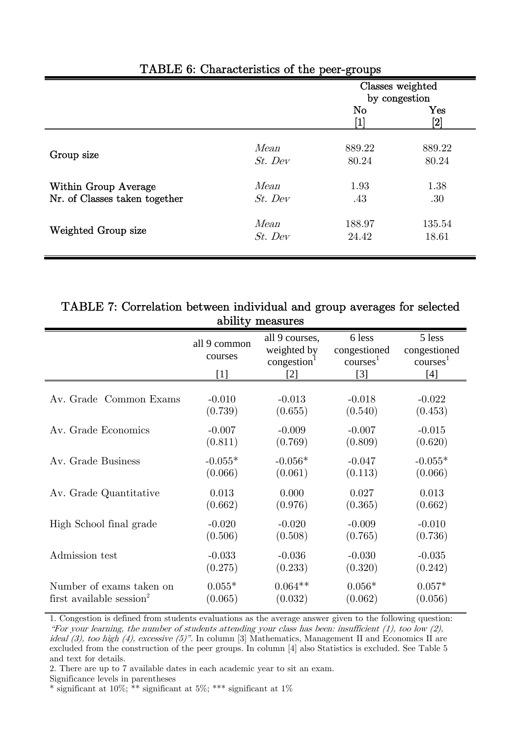## TABLE 6: Characteristics of the peer-groups

| | | Classes weighted by congestion | |
|---|---|---|---|
| | | No | Yes |
| | | [1] | [2] |
| Group size | *Mean* | 889.22 | 889.22 |
| | *St. Dev* | 80.24 | 80.24 |
| Within Group Average Nr. of Classes taken together | *Mean* | 1.93 | 1.38 |
| | *St. Dev* | .43 | .30 |
| Weighted Group size | *Mean* | 188.97 | 135.54 |
| | *St. Dev* | 24.42 | 18.61 |

## TABLE 7: Correlation between individual and group averages for selected ability measures

| | all 9 common courses | all 9 courses, weighted by congestion[1] | 6 less congestioned courses[1] | 5 less congestioned courses[1] |
|---|---|---|---|---|
| | [1] | [2] | [3] | [4] |
| Av. Grade Common Exams | -0.010 | -0.013 | -0.018 | -0.022 |
| | (0.739) | (0.655) | (0.540) | (0.453) |
| Av. Grade Economics | -0.007 | -0.009 | -0.007 | -0.015 |
| | (0.811) | (0.769) | (0.809) | (0.620) |
| Av. Grade Business | -0.055* | -0.056* | -0.047 | -0.055* |
| | (0.066) | (0.061) | (0.113) | (0.066) |
| Av. Grade Quantitative | 0.013 | 0.000 | 0.027 | 0.013 |
| | (0.662) | (0.976) | (0.365) | (0.662) |
| High School final grade | -0.020 | -0.020 | -0.009 | -0.010 |
| | (0.506) | (0.508) | (0.765) | (0.736) |
| Admission test | -0.033 | -0.036 | -0.030 | -0.035 |
| | (0.275) | (0.233) | (0.320) | (0.242) |
| Number of exams taken on first available session[2] | 0.055* | 0.064** | 0.056* | 0.057* |
| | (0.065) | (0.032) | (0.062) | (0.056) |

1. Congestion is defined from students evaluations as the average answer given to the following question: *"For your learning, the number of students attending your class has been: insufficient (1), too low (2), ideal (3), too high (4), excessive (5)"*. In column [3] Mathematics, Management II and Economics II are excluded from the construction of the peer groups. In column [4] also Statistics is excluded. See Table 5 and text for details.

2. There are up to 7 available dates in each academic year to sit an exam.

Significance levels in parentheses

* significant at 10%; ** significant at 5%; *** significant at 1%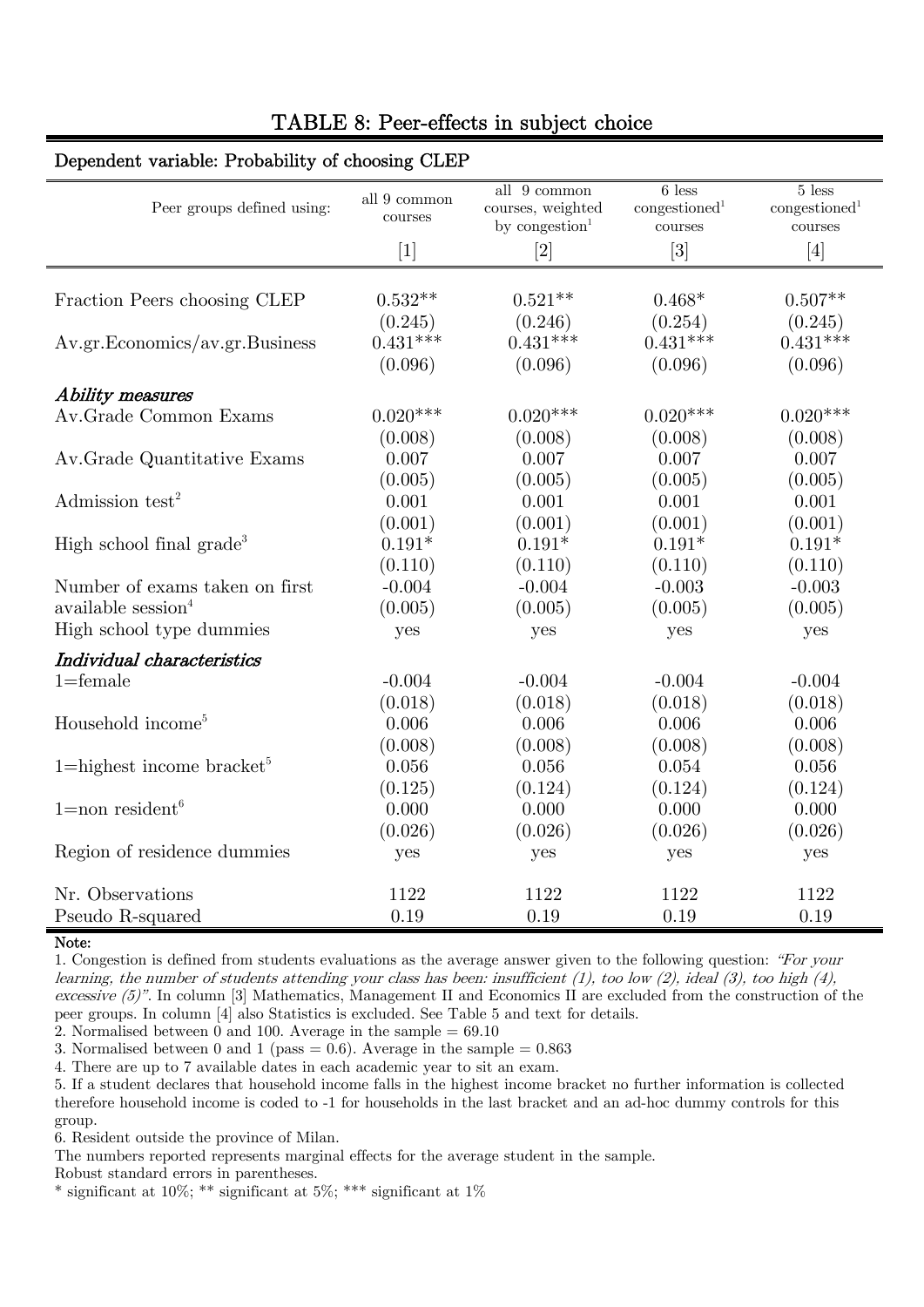# TABLE 8: Peer-effects in subject choice

**Dependent variable: Probability of choosing CLEP**

| Peer groups defined using: | all 9 common courses | all 9 common courses, weighted by congestion[1] | 6 less congestioned[1] courses | 5 less congestioned[1] courses |
|---|---|---|---|---|
| | [1] | [2] | [3] | [4] |
| Fraction Peers choosing CLEP | 0.532** | 0.521** | 0.468* | 0.507** |
| | (0.245) | (0.246) | (0.254) | (0.245) |
| Av.gr.Economics/av.gr.Business | 0.431*** | 0.431*** | 0.431*** | 0.431*** |
| | (0.096) | (0.096) | (0.096) | (0.096) |
| ***Ability measures*** | | | | |
| Av.Grade Common Exams | 0.020*** | 0.020*** | 0.020*** | 0.020*** |
| | (0.008) | (0.008) | (0.008) | (0.008) |
| Av.Grade Quantitative Exams | 0.007 | 0.007 | 0.007 | 0.007 |
| | (0.005) | (0.005) | (0.005) | (0.005) |
| Admission test[2] | 0.001 | 0.001 | 0.001 | 0.001 |
| | (0.001) | (0.001) | (0.001) | (0.001) |
| High school final grade[3] | 0.191* | 0.191* | 0.191* | 0.191* |
| | (0.110) | (0.110) | (0.110) | (0.110) |
| Number of exams taken on first available session[4] | -0.004 | -0.004 | -0.003 | -0.003 |
| | (0.005) | (0.005) | (0.005) | (0.005) |
| High school type dummies | yes | yes | yes | yes |
| ***Individual characteristics*** | | | | |
| 1=female | -0.004 | -0.004 | -0.004 | -0.004 |
| | (0.018) | (0.018) | (0.018) | (0.018) |
| Household income[5] | 0.006 | 0.006 | 0.006 | 0.006 |
| | (0.008) | (0.008) | (0.008) | (0.008) |
| 1=highest income bracket[5] | 0.056 | 0.056 | 0.054 | 0.056 |
| | (0.125) | (0.124) | (0.124) | (0.124) |
| 1=non resident[6] | 0.000 | 0.000 | 0.000 | 0.000 |
| | (0.026) | (0.026) | (0.026) | (0.026) |
| Region of residence dummies | yes | yes | yes | yes |
| Nr. Observations | 1122 | 1122 | 1122 | 1122 |
| Pseudo R-squared | 0.19 | 0.19 | 0.19 | 0.19 |

**Note:**

1. Congestion is defined from students evaluations as the average answer given to the following question: *"For your learning, the number of students attending your class has been: insufficient (1), too low (2), ideal (3), too high (4), excessive (5)"*. In column [3] Mathematics, Management II and Economics II are excluded from the construction of the peer groups. In column [4] also Statistics is excluded. See Table 5 and text for details.
2. Normalised between 0 and 100. Average in the sample = 69.10
3. Normalised between 0 and 1 (pass = 0.6). Average in the sample = 0.863
4. There are up to 7 available dates in each academic year to sit an exam.
5. If a student declares that household income falls in the highest income bracket no further information is collected therefore household income is coded to -1 for households in the last bracket and an ad-hoc dummy controls for this group.
6. Resident outside the province of Milan.

The numbers reported represents marginal effects for the average student in the sample.
Robust standard errors in parentheses.
* significant at 10%; ** significant at 5%; *** significant at 1%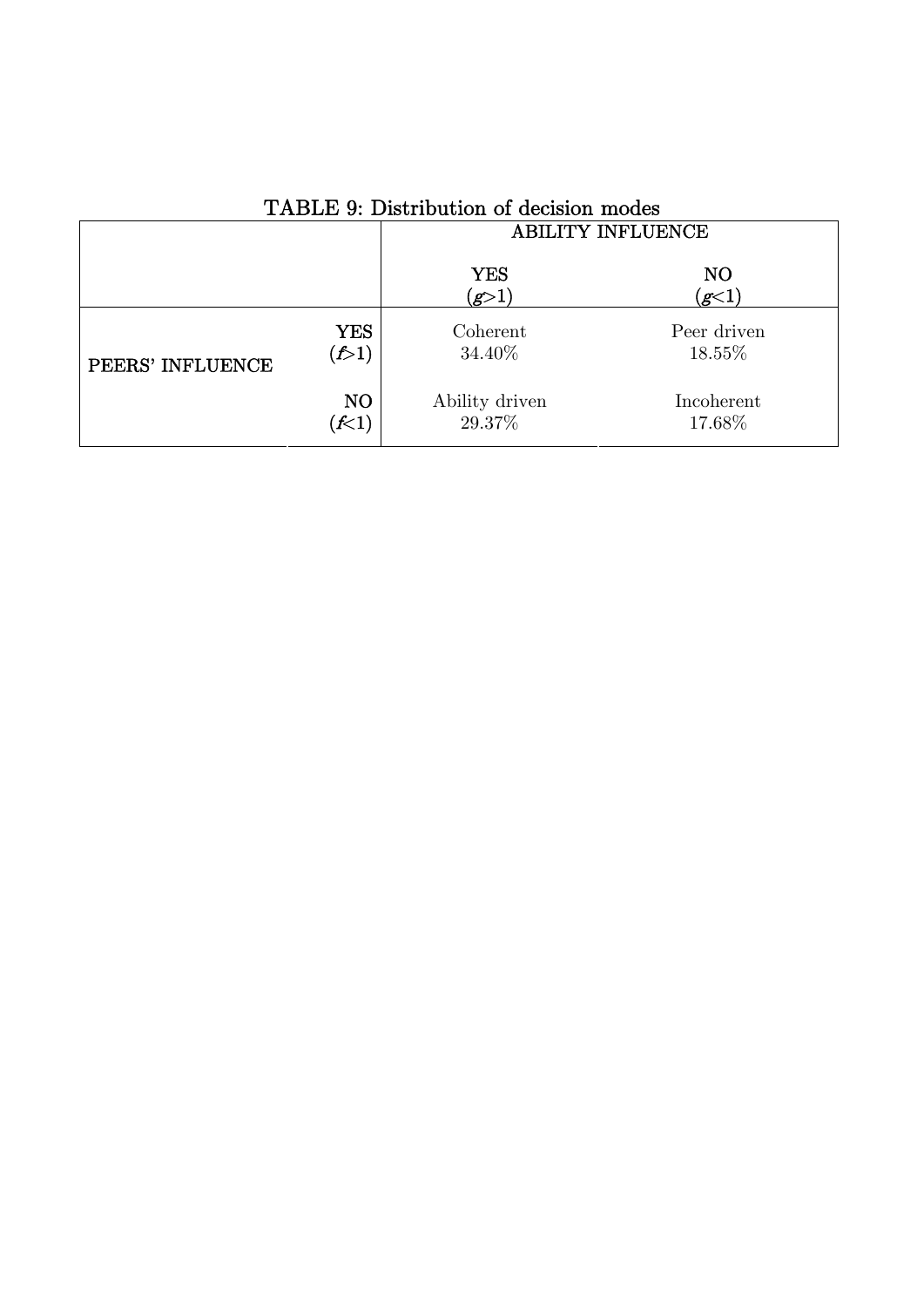TABLE 9: Distribution of decision modes

| | | ABILITY INFLUENCE | |
|---|---|---|---|
| | | YES ($g$>1) | NO ($g$<1) |
| PEERS' INFLUENCE | YES ($f$>1) | Coherent 34.40% | Peer driven 18.55% |
| | NO ($f$<1) | Ability driven 29.37% | Incoherent 17.68% |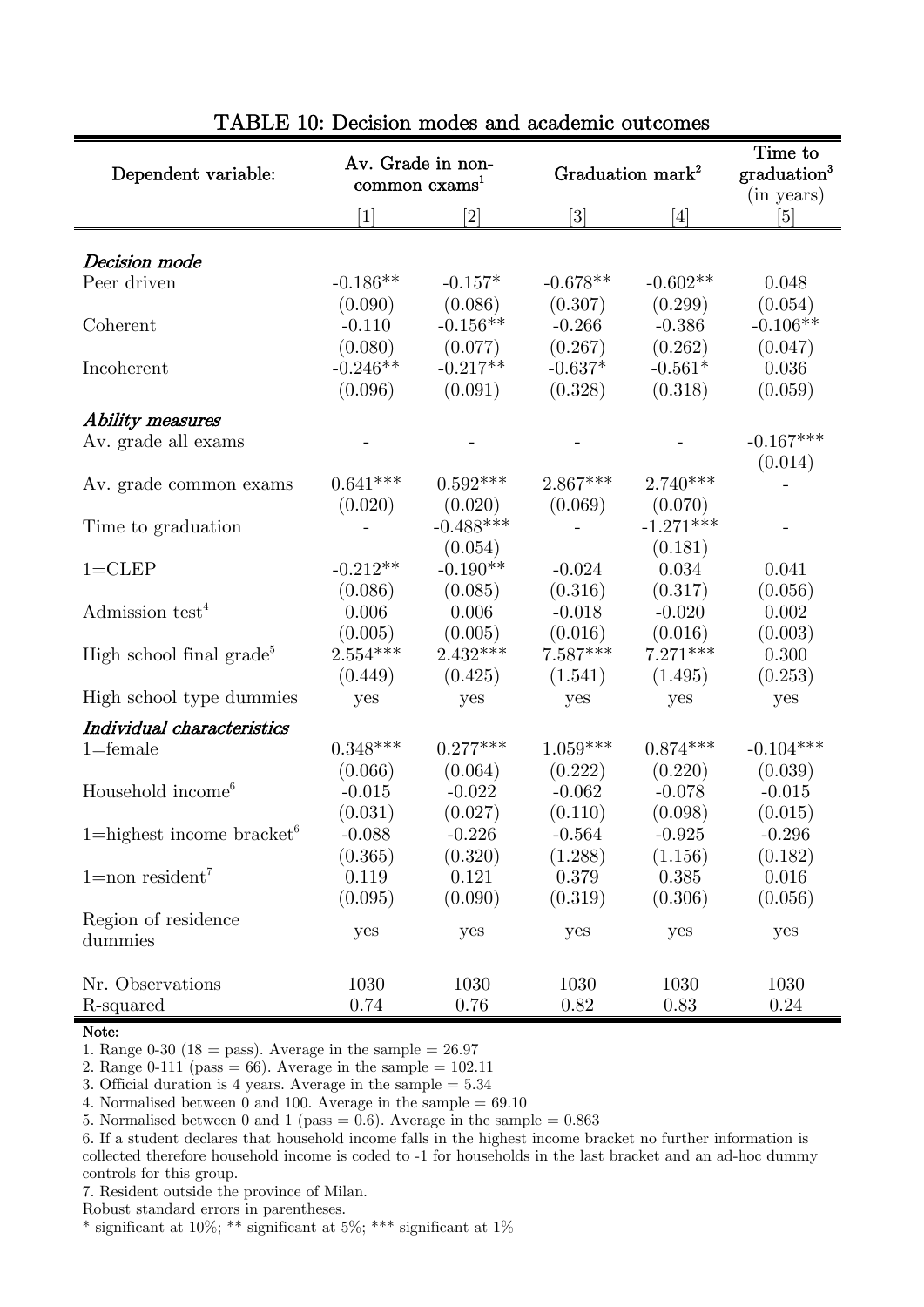## TABLE 10: Decision modes and academic outcomes

| Dependent variable: | Av. Grade in non-common exams[1] | | Graduation mark[2] | | Time to graduation[3] (in years) |
|---|---|---|---|---|---|
| | [1] | [2] | [3] | [4] | [5] |
| ***Decision mode*** | | | | | |
| Peer driven | -0.186** | -0.157* | -0.678** | -0.602** | 0.048 |
| | (0.090) | (0.086) | (0.307) | (0.299) | (0.054) |
| Coherent | -0.110 | -0.156** | -0.266 | -0.386 | -0.106** |
| | (0.080) | (0.077) | (0.267) | (0.262) | (0.047) |
| Incoherent | -0.246** | -0.217** | -0.637* | -0.561* | 0.036 |
| | (0.096) | (0.091) | (0.328) | (0.318) | (0.059) |
| ***Ability measures*** | | | | | |
| Av. grade all exams | - | - | - | - | -0.167*** |
| | | | | | (0.014) |
| Av. grade common exams | 0.641*** | 0.592*** | 2.867*** | 2.740*** | - |
| | (0.020) | (0.020) | (0.069) | (0.070) | |
| Time to graduation | - | -0.488*** | - | -1.271*** | - |
| | | (0.054) | | (0.181) | |
| 1=CLEP | -0.212** | -0.190** | -0.024 | 0.034 | 0.041 |
| | (0.086) | (0.085) | (0.316) | (0.317) | (0.056) |
| Admission test[4] | 0.006 | 0.006 | -0.018 | -0.020 | 0.002 |
| | (0.005) | (0.005) | (0.016) | (0.016) | (0.003) |
| High school final grade[5] | 2.554*** | 2.432*** | 7.587*** | 7.271*** | 0.300 |
| | (0.449) | (0.425) | (1.541) | (1.495) | (0.253) |
| High school type dummies | yes | yes | yes | yes | yes |
| ***Individual characteristics*** | | | | | |
| 1=female | 0.348*** | 0.277*** | 1.059*** | 0.874*** | -0.104*** |
| | (0.066) | (0.064) | (0.222) | (0.220) | (0.039) |
| Household income[6] | -0.015 | -0.022 | -0.062 | -0.078 | -0.015 |
| | (0.031) | (0.027) | (0.110) | (0.098) | (0.015) |
| 1=highest income bracket[6] | -0.088 | -0.226 | -0.564 | -0.925 | -0.296 |
| | (0.365) | (0.320) | (1.288) | (1.156) | (0.182) |
| 1=non resident[7] | 0.119 | 0.121 | 0.379 | 0.385 | 0.016 |
| | (0.095) | (0.090) | (0.319) | (0.306) | (0.056) |
| Region of residence dummies | yes | yes | yes | yes | yes |
| Nr. Observations | 1030 | 1030 | 1030 | 1030 | 1030 |
| R-squared | 0.74 | 0.76 | 0.82 | 0.83 | 0.24 |

**Note:**

1. Range 0-30 (18 = pass). Average in the sample = 26.97
2. Range 0-111 (pass = 66). Average in the sample = 102.11
3. Official duration is 4 years. Average in the sample = 5.34
4. Normalised between 0 and 100. Average in the sample = 69.10
5. Normalised between 0 and 1 (pass = 0.6). Average in the sample = 0.863
6. If a student declares that household income falls in the highest income bracket no further information is collected therefore household income is coded to -1 for households in the last bracket and an ad-hoc dummy controls for this group.
7. Resident outside the province of Milan.

Robust standard errors in parentheses.

* significant at 10%; ** significant at 5%; *** significant at 1%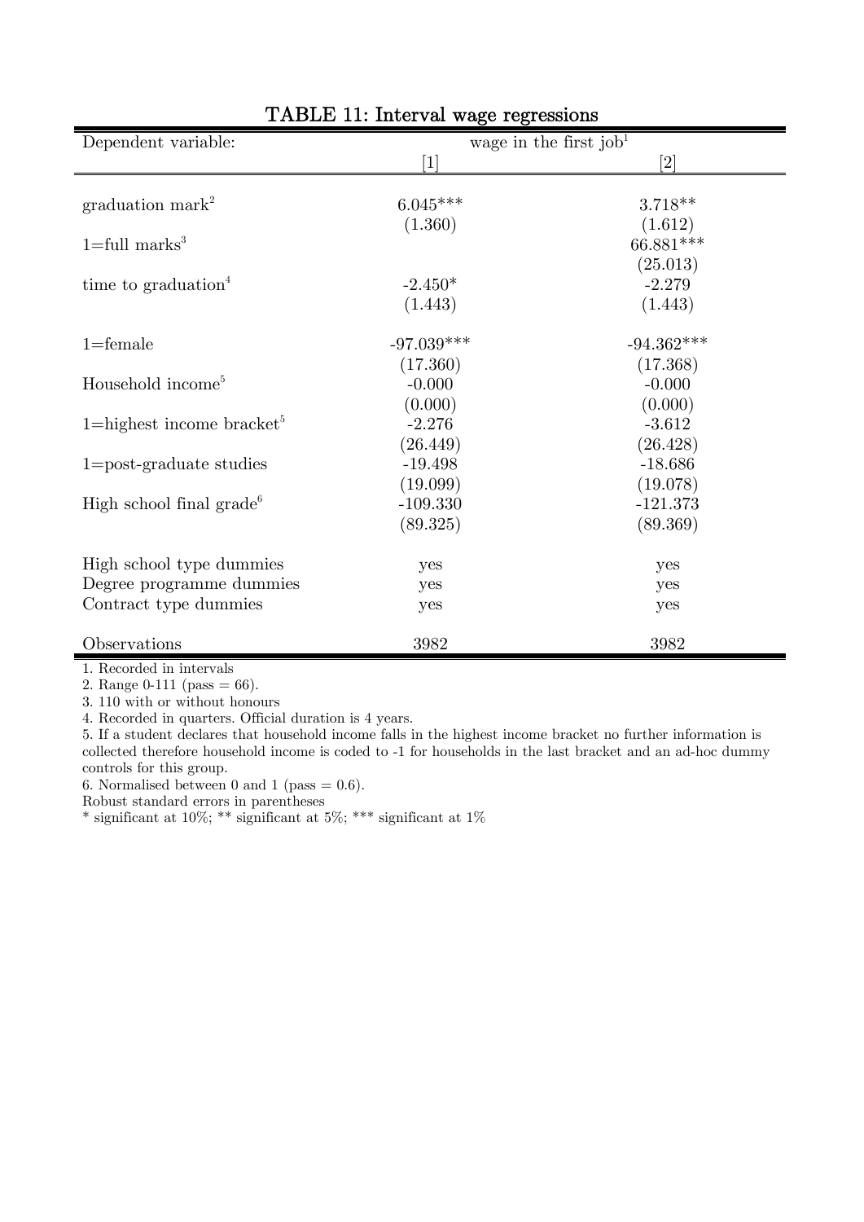# TABLE 11: Interval wage regressions

| Dependent variable: | wage in the first job[1] | |
|---|---|---|
| | [1] | [2] |
| graduation mark[2] | 6.045*** | 3.718** |
| | (1.360) | (1.612) |
| 1=full marks[3] | | 66.881*** |
| | | (25.013) |
| time to graduation[4] | -2.450* | -2.279 |
| | (1.443) | (1.443) |
| 1=female | -97.039*** | -94.362*** |
| | (17.360) | (17.368) |
| Household income[5] | -0.000 | -0.000 |
| | (0.000) | (0.000) |
| 1=highest income bracket[5] | -2.276 | -3.612 |
| | (26.449) | (26.428) |
| 1=post-graduate studies | -19.498 | -18.686 |
| | (19.099) | (19.078) |
| High school final grade[6] | -109.330 | -121.373 |
| | (89.325) | (89.369) |
| High school type dummies | yes | yes |
| Degree programme dummies | yes | yes |
| Contract type dummies | yes | yes |
| Observations | 3982 | 3982 |

1. Recorded in intervals
2. Range 0-111 (pass = 66).
3. 110 with or without honours
4. Recorded in quarters. Official duration is 4 years.
5. If a student declares that household income falls in the highest income bracket no further information is collected therefore household income is coded to -1 for households in the last bracket and an ad-hoc dummy controls for this group.
6. Normalised between 0 and 1 (pass = 0.6).

Robust standard errors in parentheses

* significant at 10%; ** significant at 5%; *** significant at 1%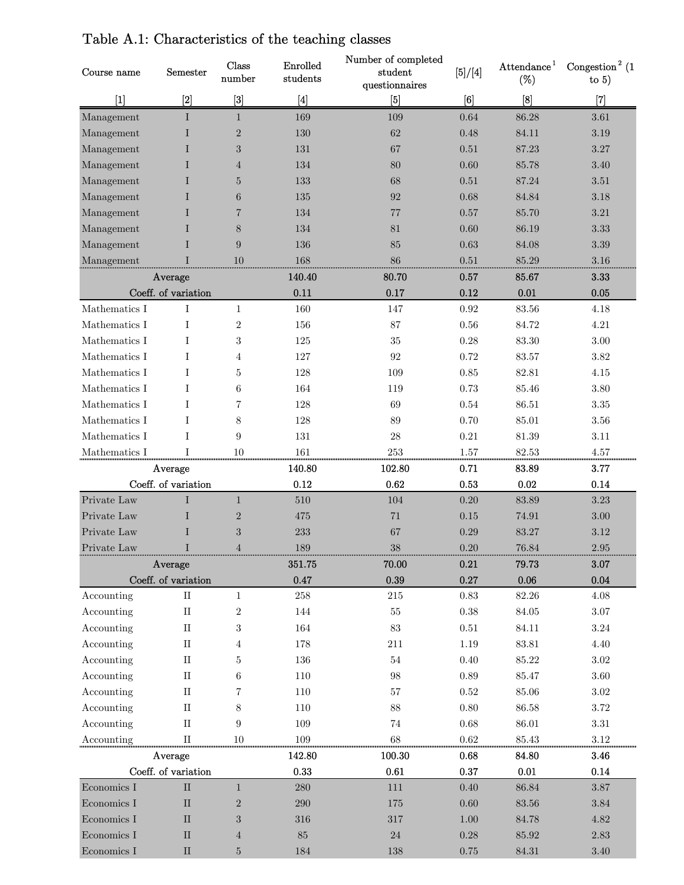Table A.1: Characteristics of the teaching classes

| Course name | Semester | Class number | Enrolled students | Number of completed student questionnaires | [5]/[4] | Attendance[1] (%) | Congestion[2] (1 to 5) |
|---|---|---|---|---|---|---|---|
| [1] | [2] | [3] | [4] | [5] | [6] | [8] | [7] |
| Management | I | 1 | 169 | 109 | 0.64 | 86.28 | 3.61 |
| Management | I | 2 | 130 | 62 | 0.48 | 84.11 | 3.19 |
| Management | I | 3 | 131 | 67 | 0.51 | 87.23 | 3.27 |
| Management | I | 4 | 134 | 80 | 0.60 | 85.78 | 3.40 |
| Management | I | 5 | 133 | 68 | 0.51 | 87.24 | 3.51 |
| Management | I | 6 | 135 | 92 | 0.68 | 84.84 | 3.18 |
| Management | I | 7 | 134 | 77 | 0.57 | 85.70 | 3.21 |
| Management | I | 8 | 134 | 81 | 0.60 | 86.19 | 3.33 |
| Management | I | 9 | 136 | 85 | 0.63 | 84.08 | 3.39 |
| Management | I | 10 | 168 | 86 | 0.51 | 85.29 | 3.16 |
| **Average** | | | **140.40** | **80.70** | **0.57** | **85.67** | **3.33** |
| **Coeff. of variation** | | | **0.11** | **0.17** | **0.12** | **0.01** | **0.05** |
| Mathematics I | I | 1 | 160 | 147 | 0.92 | 83.56 | 4.18 |
| Mathematics I | I | 2 | 156 | 87 | 0.56 | 84.72 | 4.21 |
| Mathematics I | I | 3 | 125 | 35 | 0.28 | 83.30 | 3.00 |
| Mathematics I | I | 4 | 127 | 92 | 0.72 | 83.57 | 3.82 |
| Mathematics I | I | 5 | 128 | 109 | 0.85 | 82.81 | 4.15 |
| Mathematics I | I | 6 | 164 | 119 | 0.73 | 85.46 | 3.80 |
| Mathematics I | I | 7 | 128 | 69 | 0.54 | 86.51 | 3.35 |
| Mathematics I | I | 8 | 128 | 89 | 0.70 | 85.01 | 3.56 |
| Mathematics I | I | 9 | 131 | 28 | 0.21 | 81.39 | 3.11 |
| Mathematics I | I | 10 | 161 | 253 | 1.57 | 82.53 | 4.57 |
| **Average** | | | **140.80** | **102.80** | **0.71** | **83.89** | **3.77** |
| **Coeff. of variation** | | | **0.12** | **0.62** | **0.53** | **0.02** | **0.14** |
| Private Law | I | 1 | 510 | 104 | 0.20 | 83.89 | 3.23 |
| Private Law | I | 2 | 475 | 71 | 0.15 | 74.91 | 3.00 |
| Private Law | I | 3 | 233 | 67 | 0.29 | 83.27 | 3.12 |
| Private Law | I | 4 | 189 | 38 | 0.20 | 76.84 | 2.95 |
| **Average** | | | **351.75** | **70.00** | **0.21** | **79.73** | **3.07** |
| **Coeff. of variation** | | | **0.47** | **0.39** | **0.27** | **0.06** | **0.04** |
| Accounting | II | 1 | 258 | 215 | 0.83 | 82.26 | 4.08 |
| Accounting | II | 2 | 144 | 55 | 0.38 | 84.05 | 3.07 |
| Accounting | II | 3 | 164 | 83 | 0.51 | 84.11 | 3.24 |
| Accounting | II | 4 | 178 | 211 | 1.19 | 83.81 | 4.40 |
| Accounting | II | 5 | 136 | 54 | 0.40 | 85.22 | 3.02 |
| Accounting | II | 6 | 110 | 98 | 0.89 | 85.47 | 3.60 |
| Accounting | II | 7 | 110 | 57 | 0.52 | 85.06 | 3.02 |
| Accounting | II | 8 | 110 | 88 | 0.80 | 86.58 | 3.72 |
| Accounting | II | 9 | 109 | 74 | 0.68 | 86.01 | 3.31 |
| Accounting | II | 10 | 109 | 68 | 0.62 | 85.43 | 3.12 |
| **Average** | | | **142.80** | **100.30** | **0.68** | **84.80** | **3.46** |
| **Coeff. of variation** | | | **0.33** | **0.61** | **0.37** | **0.01** | **0.14** |
| Economics I | II | 1 | 280 | 111 | 0.40 | 86.84 | 3.87 |
| Economics I | II | 2 | 290 | 175 | 0.60 | 83.56 | 3.84 |
| Economics I | II | 3 | 316 | 317 | 1.00 | 84.78 | 4.82 |
| Economics I | II | 4 | 85 | 24 | 0.28 | 85.92 | 2.83 |
| Economics I | II | 5 | 184 | 138 | 0.75 | 84.31 | 3.40 |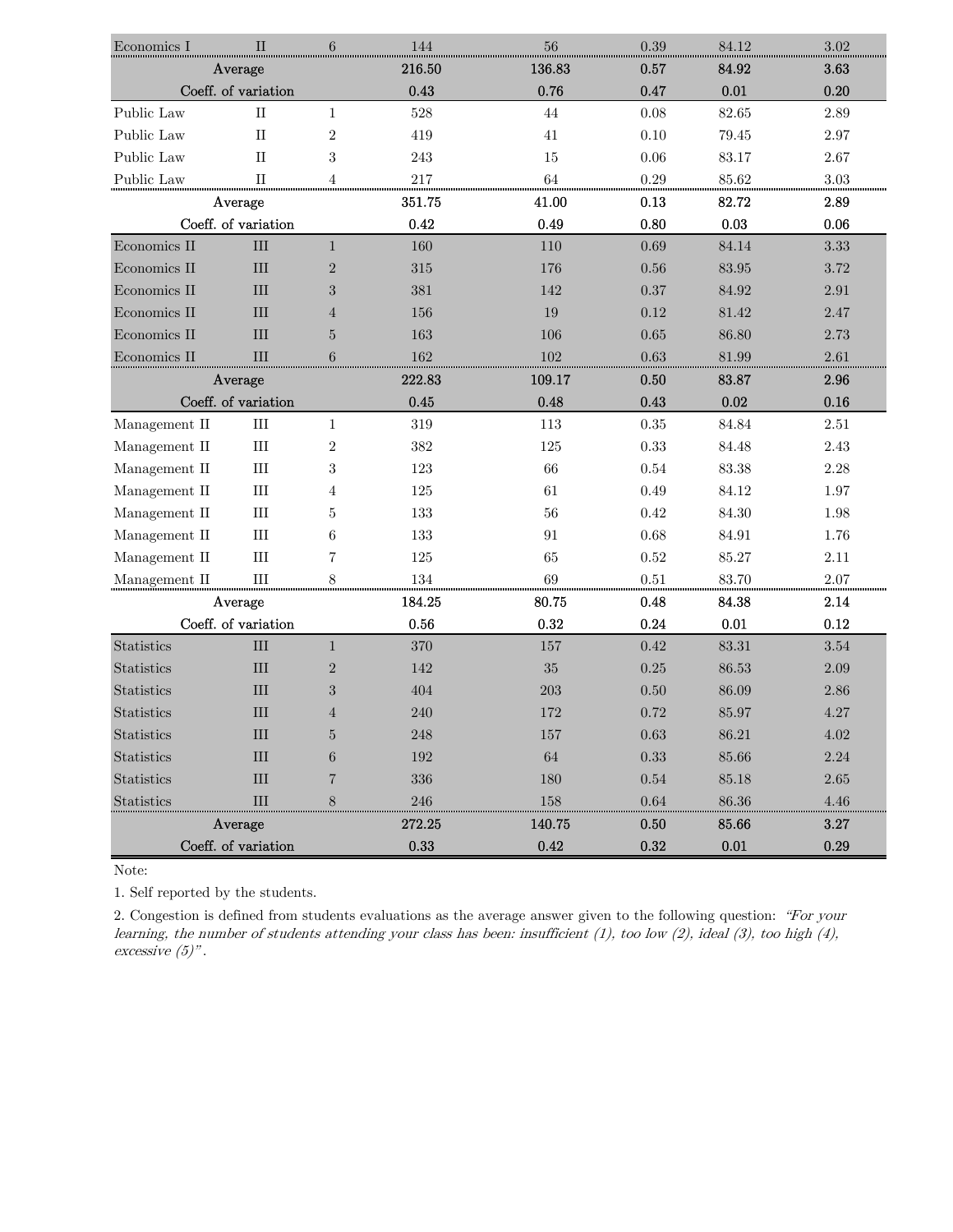| | | | | | | | |
|---|---|---|---|---|---|---|---|
| Economics I | II | 6 | 144 | 56 | 0.39 | 84.12 | 3.02 |
| Average | | | 216.50 | 136.83 | 0.57 | 84.92 | 3.63 |
| Coeff. of variation | | | 0.43 | 0.76 | 0.47 | 0.01 | 0.20 |
| Public Law | II | 1 | 528 | 44 | 0.08 | 82.65 | 2.89 |
| Public Law | II | 2 | 419 | 41 | 0.10 | 79.45 | 2.97 |
| Public Law | II | 3 | 243 | 15 | 0.06 | 83.17 | 2.67 |
| Public Law | II | 4 | 217 | 64 | 0.29 | 85.62 | 3.03 |
| Average | | | 351.75 | 41.00 | 0.13 | 82.72 | 2.89 |
| Coeff. of variation | | | 0.42 | 0.49 | 0.80 | 0.03 | 0.06 |
| Economics II | III | 1 | 160 | 110 | 0.69 | 84.14 | 3.33 |
| Economics II | III | 2 | 315 | 176 | 0.56 | 83.95 | 3.72 |
| Economics II | III | 3 | 381 | 142 | 0.37 | 84.92 | 2.91 |
| Economics II | III | 4 | 156 | 19 | 0.12 | 81.42 | 2.47 |
| Economics II | III | 5 | 163 | 106 | 0.65 | 86.80 | 2.73 |
| Economics II | III | 6 | 162 | 102 | 0.63 | 81.99 | 2.61 |
| Average | | | 222.83 | 109.17 | 0.50 | 83.87 | 2.96 |
| Coeff. of variation | | | 0.45 | 0.48 | 0.43 | 0.02 | 0.16 |
| Management II | III | 1 | 319 | 113 | 0.35 | 84.84 | 2.51 |
| Management II | III | 2 | 382 | 125 | 0.33 | 84.48 | 2.43 |
| Management II | III | 3 | 123 | 66 | 0.54 | 83.38 | 2.28 |
| Management II | III | 4 | 125 | 61 | 0.49 | 84.12 | 1.97 |
| Management II | III | 5 | 133 | 56 | 0.42 | 84.30 | 1.98 |
| Management II | III | 6 | 133 | 91 | 0.68 | 84.91 | 1.76 |
| Management II | III | 7 | 125 | 65 | 0.52 | 85.27 | 2.11 |
| Management II | III | 8 | 134 | 69 | 0.51 | 83.70 | 2.07 |
| Average | | | 184.25 | 80.75 | 0.48 | 84.38 | 2.14 |
| Coeff. of variation | | | 0.56 | 0.32 | 0.24 | 0.01 | 0.12 |
| Statistics | III | 1 | 370 | 157 | 0.42 | 83.31 | 3.54 |
| Statistics | III | 2 | 142 | 35 | 0.25 | 86.53 | 2.09 |
| Statistics | III | 3 | 404 | 203 | 0.50 | 86.09 | 2.86 |
| Statistics | III | 4 | 240 | 172 | 0.72 | 85.97 | 4.27 |
| Statistics | III | 5 | 248 | 157 | 0.63 | 86.21 | 4.02 |
| Statistics | III | 6 | 192 | 64 | 0.33 | 85.66 | 2.24 |
| Statistics | III | 7 | 336 | 180 | 0.54 | 85.18 | 2.65 |
| Statistics | III | 8 | 246 | 158 | 0.64 | 86.36 | 4.46 |
| Average | | | 272.25 | 140.75 | 0.50 | 85.66 | 3.27 |
| Coeff. of variation | | | 0.33 | 0.42 | 0.32 | 0.01 | 0.29 |

Note:

1. Self reported by the students.

2. Congestion is defined from students evaluations as the average answer given to the following question: *"For your learning, the number of students attending your class has been: insufficient (1), too low (2), ideal (3), too high (4), excessive (5)"*.